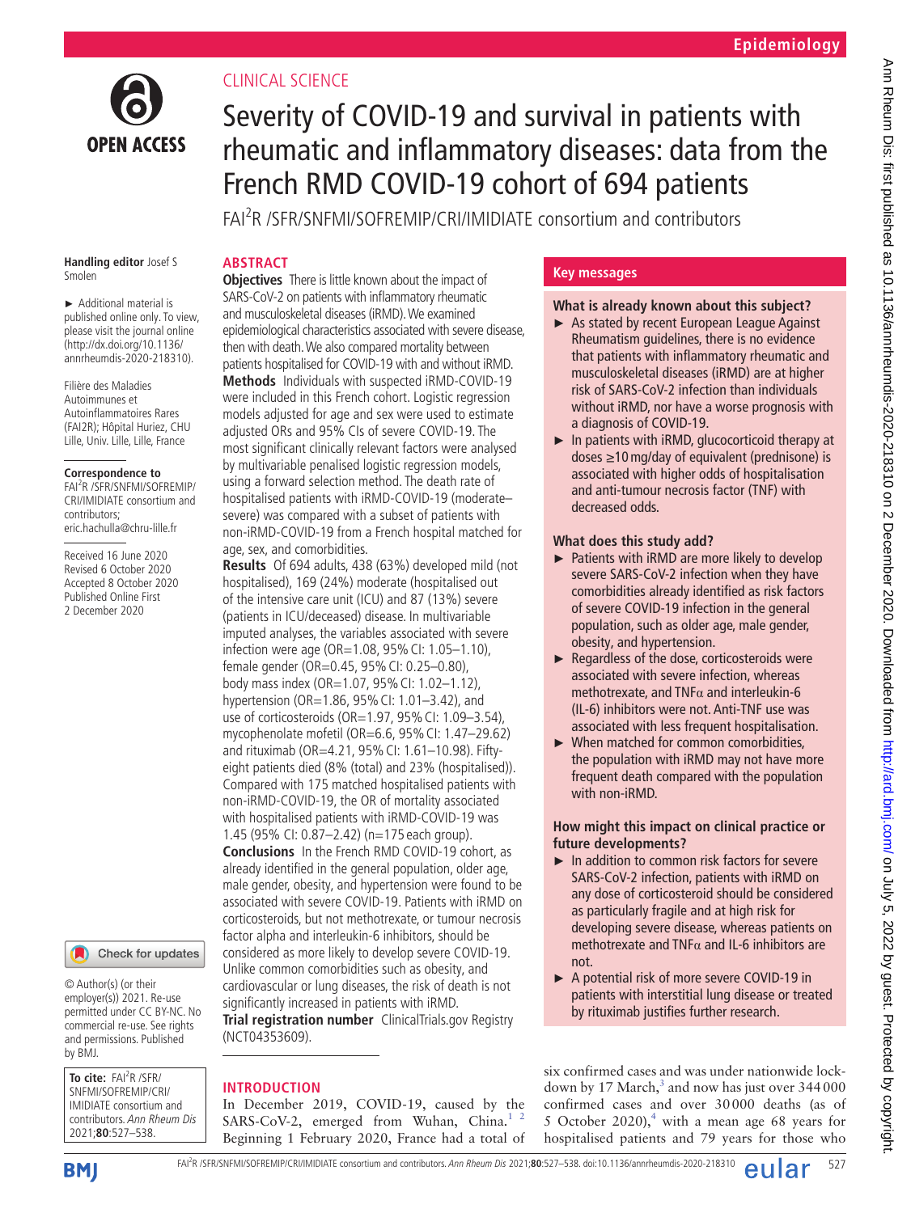CLINICAL SCIENCE

# Severity of COVID-19 and survival in patients with rheumatic and inflammatory diseases: data from the French RMD COVID-19 cohort of 694 patients

FAI²R /SFR/SNFMI/SOFREMIP/CRI/IMIDIATE consortium and contributors

**Handling editor** Josef S Smolen

► Additional material is published online only. To view, please visit the journal online (http://dx.doi.org/10.1136/annrheumdis-2020-218310).

Filière des Maladies Autoimmunes et Autoinflammatoires Rares (FAI2R); Hôpital Huriez, CHU Lille, Univ. Lille, Lille, France

**Correspondence to**
FAI²R /SFR/SNFMI/SOFREMIP/CRI/IMIDIATE consortium and contributors; eric.hachulla@chru-lille.fr

Received 16 June 2020
Revised 6 October 2020
Accepted 8 October 2020
Published Online First 2 December 2020

## ABSTRACT

**Objectives** There is little known about the impact of SARS-CoV-2 on patients with inflammatory rheumatic and musculoskeletal diseases (iRMD). We examined epidemiological characteristics associated with severe disease, then with death. We also compared mortality between patients hospitalised for COVID-19 with and without iRMD.

**Methods** Individuals with suspected iRMD-COVID-19 were included in this French cohort. Logistic regression models adjusted for age and sex were used to estimate adjusted ORs and 95% CIs of severe COVID-19. The most significant clinically relevant factors were analysed by multivariable penalised logistic regression models, using a forward selection method. The death rate of hospitalised patients with iRMD-COVID-19 (moderate–severe) was compared with a subset of patients with non-iRMD-COVID-19 from a French hospital matched for age, sex, and comorbidities.

**Results** Of 694 adults, 438 (63%) developed mild (not hospitalised), 169 (24%) moderate (hospitalised out of the intensive care unit (ICU) and 87 (13%) severe (patients in ICU/deceased) disease. In multivariable imputed analyses, the variables associated with severe infection were age (OR=1.08, 95% CI: 1.05–1.10), female gender (OR=0.45, 95% CI: 0.25–0.80), body mass index (OR=1.07, 95% CI: 1.02–1.12), hypertension (OR=1.86, 95% CI: 1.01–3.42), and use of corticosteroids (OR=1.97, 95% CI: 1.09–3.54), mycophenolate mofetil (OR=6.6, 95% CI: 1.47–29.62) and rituximab (OR=4.21, 95% CI: 1.61–10.98). Fifty-eight patients died (8% (total) and 23% (hospitalised)). Compared with 175 matched hospitalised patients with non-iRMD-COVID-19, the OR of mortality associated with hospitalised patients with iRMD-COVID-19 was 1.45 (95% CI: 0.87–2.42) (n=175 each group).

**Conclusions** In the French RMD COVID-19 cohort, as already identified in the general population, older age, male gender, obesity, and hypertension were found to be associated with severe COVID-19. Patients with iRMD on corticosteroids, but not methotrexate, or tumour necrosis factor alpha and interleukin-6 inhibitors, should be considered as more likely to develop severe COVID-19. Unlike common comorbidities such as obesity, and cardiovascular or lung diseases, the risk of death is not significantly increased in patients with iRMD.

**Trial registration number** ClinicalTrials.gov Registry (NCT04353609).

## Key messages

### What is already known about this subject?

- As stated by recent European League Against Rheumatism guidelines, there is no evidence that patients with inflammatory rheumatic and musculoskeletal diseases (iRMD) are at higher risk of SARS-CoV-2 infection than individuals without iRMD, nor have a worse prognosis with a diagnosis of COVID-19.
- In patients with iRMD, glucocorticoid therapy at doses ≥10 mg/day of equivalent (prednisone) is associated with higher odds of hospitalisation and anti-tumour necrosis factor (TNF) with decreased odds.

### What does this study add?

- Patients with iRMD are more likely to develop severe SARS-CoV-2 infection when they have comorbidities already identified as risk factors of severe COVID-19 infection in the general population, such as older age, male gender, obesity, and hypertension.
- Regardless of the dose, corticosteroids were associated with severe infection, whereas methotrexate, and TNFα and interleukin-6 (IL-6) inhibitors were not. Anti-TNF use was associated with less frequent hospitalisation.
- When matched for common comorbidities, the population with iRMD may not have more frequent death compared with the population with non-iRMD.

### How might this impact on clinical practice or future developments?

- In addition to common risk factors for severe SARS-CoV-2 infection, patients with iRMD on any dose of corticosteroid should be considered as particularly fragile and at high risk for developing severe disease, whereas patients on methotrexate and TNFα and IL-6 inhibitors are not.
- A potential risk of more severe COVID-19 in patients with interstitial lung disease or treated by rituximab justifies further research.

© Author(s) (or their employer(s)) 2021. Re-use permitted under CC BY-NC. No commercial re-use. See rights and permissions. Published by BMJ.

**To cite:** FAI²R /SFR/SNFMI/SOFREMIP/CRI/IMIDIATE consortium and contributors. *Ann Rheum Dis* 2021;**80**:527–538.

## INTRODUCTION

In December 2019, COVID-19, caused by the SARS-CoV-2, emerged from Wuhan, China.[1,2] Beginning 1 February 2020, France had a total of six confirmed cases and was under nationwide lockdown by 17 March,[3] and now has just over 344 000 confirmed cases and over 30 000 deaths (as of 5 October 2020),[4] with a mean age 68 years for hospitalised patients and 79 years for those who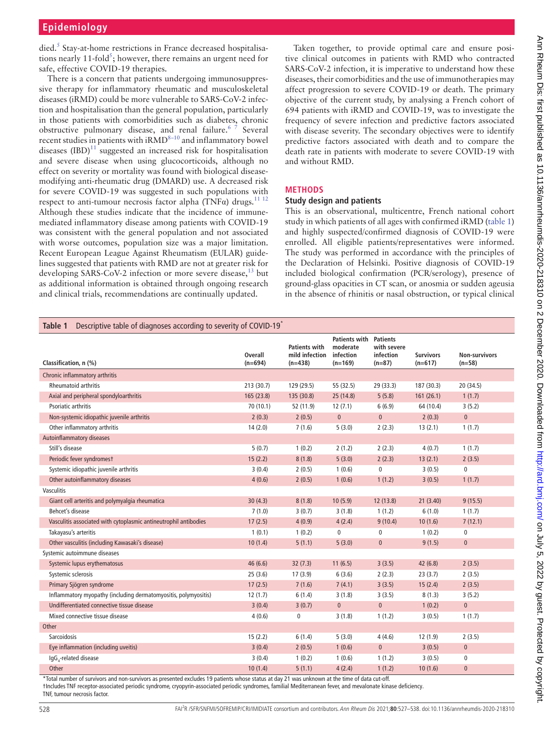died.[5] Stay-at-home restrictions in France decreased hospitalisations nearly 11-fold[5]; however, there remains an urgent need for safe, effective COVID-19 therapies.

There is a concern that patients undergoing immunosuppressive therapy for inflammatory rheumatic and musculoskeletal diseases (iRMD) could be more vulnerable to SARS-CoV-2 infection and hospitalisation than the general population, particularly in those patients with comorbidities such as diabetes, chronic obstructive pulmonary disease, and renal failure.[6 7] Several recent studies in patients with iRMD[8–10] and inflammatory bowel diseases (IBD)[11] suggested an increased risk for hospitalisation and severe disease when using glucocorticoids, although no effect on severity or mortality was found with biological disease-modifying anti-rheumatic drug (DMARD) use. A decreased risk for severe COVID-19 was suggested in such populations with respect to anti-tumour necrosis factor alpha (TNFα) drugs.[11 12] Although these studies indicate that the incidence of immune-mediated inflammatory disease among patients with COVID-19 was consistent with the general population and not associated with worse outcomes, population size was a major limitation. Recent European League Against Rheumatism (EULAR) guidelines suggested that patients with RMD are not at greater risk for developing SARS-CoV-2 infection or more severe disease,[13] but as additional information is obtained through ongoing research and clinical trials, recommendations are continually updated.

Taken together, to provide optimal care and ensure positive clinical outcomes in patients with RMD who contracted SARS-CoV-2 infection, it is imperative to understand how these diseases, their comorbidities and the use of immunotherapies may affect progression to severe COVID-19 or death. The primary objective of the current study, by analysing a French cohort of 694 patients with iRMD and COVID-19, was to investigate the frequency of severe infection and predictive factors associated with disease severity. The secondary objectives were to identify predictive factors associated with death and to compare the death rate in patients with moderate to severe COVID-19 with and without RMD.

## METHODS

### Study design and patients

This is an observational, multicentre, French national cohort study in which patients of all ages with confirmed iRMD (table 1) and highly suspected/confirmed diagnosis of COVID-19 were enrolled. All eligible patients/representatives were informed. The study was performed in accordance with the principles of the Declaration of Helsinki. Positive diagnosis of COVID-19 included biological confirmation (PCR/serology), presence of ground-glass opacities in CT scan, or anosmia or sudden ageusia in the absence of rhinitis or nasal obstruction, or typical clinical

**Table 1** Descriptive table of diagnoses according to severity of COVID-19*

| Classification, n (%) | Overall (n=694) | Patients with mild infection (n=438) | Patients with moderate infection (n=169) | Patients with severe infection (n=87) | Survivors (n=617) | Non-survivors (n=58) |
|---|---|---|---|---|---|---|
| **Chronic inflammatory arthritis** | | | | | | |
| Rheumatoid arthritis | 213 (30.7) | 129 (29.5) | 55 (32.5) | 29 (33.3) | 187 (30.3) | 20 (34.5) |
| Axial and peripheral spondyloarthritis | 165 (23.8) | 135 (30.8) | 25 (14.8) | 5 (5.8) | 161 (26.1) | 1 (1.7) |
| Psoriatic arthritis | 70 (10.1) | 52 (11.9) | 12 (7.1) | 6 (6.9) | 64 (10.4) | 3 (5.2) |
| Non-systemic idiopathic juvenile arthritis | 2 (0.3) | 2 (0.5) | 0 | 0 | 2 (0.3) | 0 |
| Other inflammatory arthritis | 14 (2.0) | 7 (1.6) | 5 (3.0) | 2 (2.3) | 13 (2.1) | 1 (1.7) |
| **Autoinflammatory diseases** | | | | | | |
| Still's disease | 5 (0.7) | 1 (0.2) | 2 (1.2) | 2 (2.3) | 4 (0.7) | 1 (1.7) |
| Periodic fever syndromes† | 15 (2.2) | 8 (1.8) | 5 (3.0) | 2 (2.3) | 13 (2.1) | 2 (3.5) |
| Systemic idiopathic juvenile arthritis | 3 (0.4) | 2 (0.5) | 1 (0.6) | 0 | 3 (0.5) | 0 |
| Other autoinflammatory diseases | 4 (0.6) | 2 (0.5) | 1 (0.6) | 1 (1.2) | 3 (0.5) | 1 (1.7) |
| **Vasculitis** | | | | | | |
| Giant cell arteritis and polymyalgia rheumatica | 30 (4.3) | 8 (1.8) | 10 (5.9) | 12 (13.8) | 21 (3.40) | 9 (15.5) |
| Behcet's disease | 7 (1.0) | 3 (0.7) | 3 (1.8) | 1 (1.2) | 6 (1.0) | 1 (1.7) |
| Vasculitis associated with cytoplasmic antineutrophil antibodies | 17 (2.5) | 4 (0.9) | 4 (2.4) | 9 (10.4) | 10 (1.6) | 7 (12.1) |
| Takayasu's arteritis | 1 (0.1) | 1 (0.2) | 0 | 0 | 1 (0.2) | 0 |
| Other vasculitis (including Kawasaki's disease) | 10 (1.4) | 5 (1.1) | 5 (3.0) | 0 | 9 (1.5) | 0 |
| **Systemic autoimmune diseases** | | | | | | |
| Systemic lupus erythematosus | 46 (6.6) | 32 (7.3) | 11 (6.5) | 3 (3.5) | 42 (6.8) | 2 (3.5) |
| Systemic sclerosis | 25 (3.6) | 17 (3.9) | 6 (3.6) | 2 (2.3) | 23 (3.7) | 2 (3.5) |
| Primary Sjögren syndrome | 17 (2.5) | 7 (1.6) | 7 (4.1) | 3 (3.5) | 15 (2.4) | 2 (3.5) |
| Inflammatory myopathy (including dermatomyositis, polymyositis) | 12 (1.7) | 6 (1.4) | 3 (1.8) | 3 (3.5) | 8 (1.3) | 3 (5.2) |
| Undifferentiated connective tissue disease | 3 (0.4) | 3 (0.7) | 0 | 0 | 1 (0.2) | 0 |
| Mixed connective tissue disease | 4 (0.6) | 0 | 3 (1.8) | 1 (1.2) | 3 (0.5) | 1 (1.7) |
| **Other** | | | | | | |
| Sarcoidosis | 15 (2.2) | 6 (1.4) | 5 (3.0) | 4 (4.6) | 12 (1.9) | 2 (3.5) |
| Eye inflammation (including uveitis) | 3 (0.4) | 2 (0.5) | 1 (0.6) | 0 | 3 (0.5) | 0 |
| $IgG_4$-related disease | 3 (0.4) | 1 (0.2) | 1 (0.6) | 1 (1.2) | 3 (0.5) | 0 |
| Other | 10 (1.4) | 5 (1.1) | 4 (2.4) | 1 (1.2) | 10 (1.6) | 0 |

*Total number of survivors and non-survivors as presented excludes 19 patients whose status at day 21 was unknown at the time of data cut-off.

†Includes TNF receptor-associated periodic syndrome, cryopyrin-associated periodic syndromes, familial Mediterranean fever, and mevalonate kinase deficiency.

TNF, tumour necrosis factor.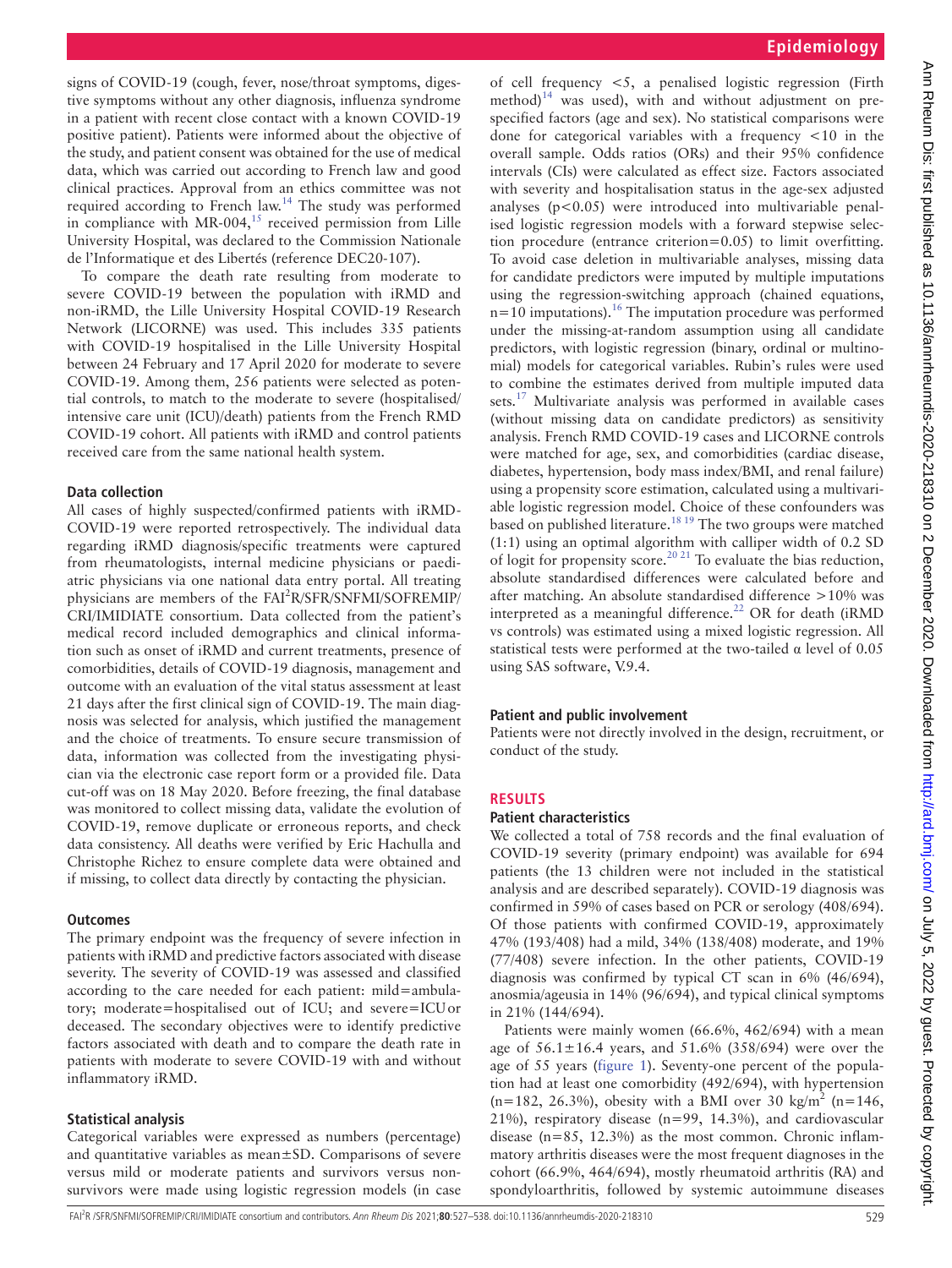signs of COVID-19 (cough, fever, nose/throat symptoms, digestive symptoms without any other diagnosis, influenza syndrome in a patient with recent close contact with a known COVID-19 positive patient). Patients were informed about the objective of the study, and patient consent was obtained for the use of medical data, which was carried out according to French law and good clinical practices. Approval from an ethics committee was not required according to French law.[14] The study was performed in compliance with MR-004,[15] received permission from Lille University Hospital, was declared to the Commission Nationale de l'Informatique et des Libertés (reference DEC20-107).

To compare the death rate resulting from moderate to severe COVID-19 between the population with iRMD and non-iRMD, the Lille University Hospital COVID-19 Research Network (LICORNE) was used. This includes 335 patients with COVID-19 hospitalised in the Lille University Hospital between 24 February and 17 April 2020 for moderate to severe COVID-19. Among them, 256 patients were selected as potential controls, to match to the moderate to severe (hospitalised/intensive care unit (ICU)/death) patients from the French RMD COVID-19 cohort. All patients with iRMD and control patients received care from the same national health system.

### Data collection

All cases of highly suspected/confirmed patients with iRMD-COVID-19 were reported retrospectively. The individual data regarding iRMD diagnosis/specific treatments were captured from rheumatologists, internal medicine physicians or paediatric physicians via one national data entry portal. All treating physicians are members of the FAI$^2$R/SFR/SNFMI/SOFREMIP/CRI/IMIDIATE consortium. Data collected from the patient's medical record included demographics and clinical information such as onset of iRMD and current treatments, presence of comorbidities, details of COVID-19 diagnosis, management and outcome with an evaluation of the vital status assessment at least 21 days after the first clinical sign of COVID-19. The main diagnosis was selected for analysis, which justified the management and the choice of treatments. To ensure secure transmission of data, information was collected from the investigating physician via the electronic case report form or a provided file. Data cut-off was on 18 May 2020. Before freezing, the final database was monitored to collect missing data, validate the evolution of COVID-19, remove duplicate or erroneous reports, and check data consistency. All deaths were verified by Eric Hachulla and Christophe Richez to ensure complete data were obtained and if missing, to collect data directly by contacting the physician.

### Outcomes

The primary endpoint was the frequency of severe infection in patients with iRMD and predictive factors associated with disease severity. The severity of COVID-19 was assessed and classified according to the care needed for each patient: mild=ambulatory; moderate=hospitalised out of ICU; and severe=ICU or deceased. The secondary objectives were to identify predictive factors associated with death and to compare the death rate in patients with moderate to severe COVID-19 with and without inflammatory iRMD.

### Statistical analysis

Categorical variables were expressed as numbers (percentage) and quantitative variables as mean±SD. Comparisons of severe versus mild or moderate patients and survivors versus non-survivors were made using logistic regression models (in case of cell frequency <5, a penalised logistic regression (Firth method)[14] was used), with and without adjustment on prespecified factors (age and sex). No statistical comparisons were done for categorical variables with a frequency <10 in the overall sample. Odds ratios (ORs) and their 95% confidence intervals (CIs) were calculated as effect size. Factors associated with severity and hospitalisation status in the age-sex adjusted analyses ($p<0.05$) were introduced into multivariable penalised logistic regression models with a forward stepwise selection procedure (entrance criterion=0.05) to limit overfitting. To avoid case deletion in multivariable analyses, missing data for candidate predictors were imputed by multiple imputations using the regression-switching approach (chained equations, n=10 imputations).[16] The imputation procedure was performed under the missing-at-random assumption using all candidate predictors, with logistic regression (binary, ordinal or multinomial) models for categorical variables. Rubin's rules were used to combine the estimates derived from multiple imputed data sets.[17] Multivariate analysis was performed in available cases (without missing data on candidate predictors) as sensitivity analysis. French RMD COVID-19 cases and LICORNE controls were matched for age, sex, and comorbidities (cardiac disease, diabetes, hypertension, body mass index/BMI, and renal failure) using a propensity score estimation, calculated using a multivariable logistic regression model. Choice of these confounders was based on published literature.[18,19] The two groups were matched (1:1) using an optimal algorithm with calliper width of 0.2 SD of logit for propensity score.[20,21] To evaluate the bias reduction, absolute standardised differences were calculated before and after matching. An absolute standardised difference >10% was interpreted as a meaningful difference.[22] OR for death (iRMD vs controls) was estimated using a mixed logistic regression. All statistical tests were performed at the two-tailed $\alpha$ level of 0.05 using SAS software, V.9.4.

### Patient and public involvement

Patients were not directly involved in the design, recruitment, or conduct of the study.

## RESULTS

### Patient characteristics

We collected a total of 758 records and the final evaluation of COVID-19 severity (primary endpoint) was available for 694 patients (the 13 children were not included in the statistical analysis and are described separately). COVID-19 diagnosis was confirmed in 59% of cases based on PCR or serology (408/694). Of those patients with confirmed COVID-19, approximately 47% (193/408) had a mild, 34% (138/408) moderate, and 19% (77/408) severe infection. In the other patients, COVID-19 diagnosis was confirmed by typical CT scan in 6% (46/694), anosmia/ageusia in 14% (96/694), and typical clinical symptoms in 21% (144/694).

Patients were mainly women (66.6%, 462/694) with a mean age of 56.1±16.4 years, and 51.6% (358/694) were over the age of 55 years (figure 1). Seventy-one percent of the population had at least one comorbidity (492/694), with hypertension (n=182, 26.3%), obesity with a BMI over 30 kg/m$^2$ (n=146, 21%), respiratory disease (n=99, 14.3%), and cardiovascular disease (n=85, 12.3%) as the most common. Chronic inflammatory arthritis diseases were the most frequent diagnoses in the cohort (66.9%, 464/694), mostly rheumatoid arthritis (RA) and spondyloarthritis, followed by systemic autoimmune diseases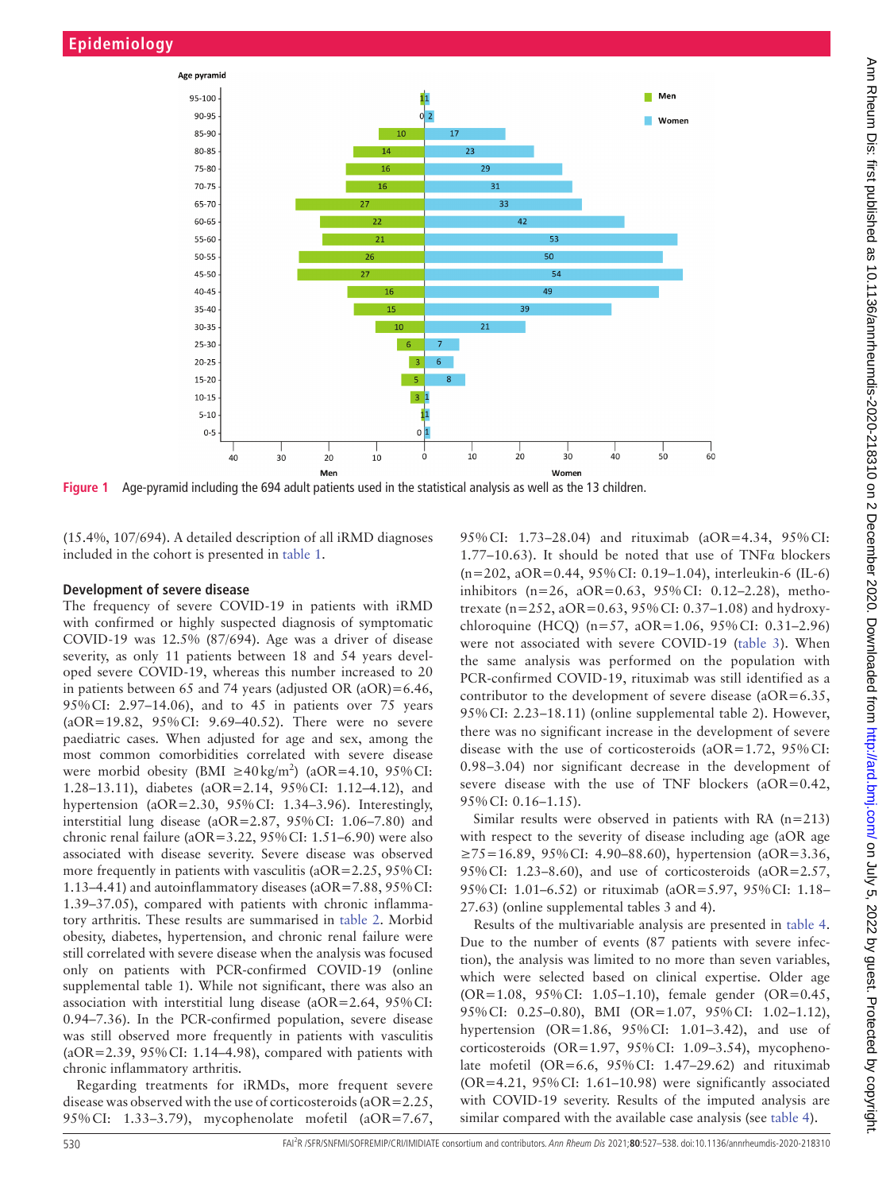Figure 1 Age-pyramid including the 694 adult patients used in the statistical analysis as well as the 13 children.

(15.4%, 107/694). A detailed description of all iRMD diagnoses included in the cohort is presented in table 1.

### Development of severe disease

The frequency of severe COVID-19 in patients with iRMD with confirmed or highly suspected diagnosis of symptomatic COVID-19 was 12.5% (87/694). Age was a driver of disease severity, as only 11 patients between 18 and 54 years developed severe COVID-19, whereas this number increased to 20 in patients between 65 and 74 years (adjusted OR (aOR)=6.46, 95% CI: 2.97–14.06), and to 45 in patients over 75 years (aOR=19.82, 95% CI: 9.69–40.52). There were no severe paediatric cases. When adjusted for age and sex, among the most common comorbidities correlated with severe disease were morbid obesity (BMI ≥40 kg/m$^2$) (aOR=4.10, 95% CI: 1.28–13.11), diabetes (aOR=2.14, 95% CI: 1.12–4.12), and hypertension (aOR=2.30, 95% CI: 1.34–3.96). Interestingly, interstitial lung disease (aOR=2.87, 95% CI: 1.06–7.80) and chronic renal failure (aOR=3.22, 95% CI: 1.51–6.90) were also associated with disease severity. Severe disease was observed more frequently in patients with vasculitis (aOR=2.25, 95% CI: 1.13–4.41) and autoinflammatory diseases (aOR=7.88, 95% CI: 1.39–37.05), compared with patients with chronic inflammatory arthritis. These results are summarised in table 2. Morbid obesity, diabetes, hypertension, and chronic renal failure were still correlated with severe disease when the analysis was focused only on patients with PCR-confirmed COVID-19 (online supplemental table 1). While not significant, there was also an association with interstitial lung disease (aOR=2.64, 95% CI: 0.94–7.36). In the PCR-confirmed population, severe disease was still observed more frequently in patients with vasculitis (aOR=2.39, 95% CI: 1.14–4.98), compared with patients with chronic inflammatory arthritis.

Regarding treatments for iRMDs, more frequent severe disease was observed with the use of corticosteroids (aOR=2.25, 95% CI: 1.33–3.79), mycophenolate mofetil (aOR=7.67, 95% CI: 1.73–28.04) and rituximab (aOR=4.34, 95% CI: 1.77–10.63). It should be noted that use of TNFα blockers (n=202, aOR=0.44, 95% CI: 0.19–1.04), interleukin-6 (IL-6) inhibitors (n=26, aOR=0.63, 95% CI: 0.12–2.28), methotrexate (n=252, aOR=0.63, 95% CI: 0.37–1.08) and hydroxychloroquine (HCQ) (n=57, aOR=1.06, 95% CI: 0.31–2.96) were not associated with severe COVID-19 (table 3). When the same analysis was performed on the population with PCR-confirmed COVID-19, rituximab was still identified as a contributor to the development of severe disease (aOR=6.35, 95% CI: 2.23–18.11) (online supplemental table 2). However, there was no significant increase in the development of severe disease with the use of corticosteroids (aOR=1.72, 95% CI: 0.98–3.04) nor significant decrease in the development of severe disease with the use of TNF blockers (aOR=0.42, 95% CI: 0.16–1.15).

Similar results were observed in patients with RA (n=213) with respect to the severity of disease including age (aOR age ≥75=16.89, 95% CI: 4.90–88.60), hypertension (aOR=3.36, 95% CI: 1.23–8.60), and use of corticosteroids (aOR=2.57, 95% CI: 1.01–6.52) or rituximab (aOR=5.97, 95% CI: 1.18–27.63) (online supplemental tables 3 and 4).

Results of the multivariable analysis are presented in table 4. Due to the number of events (87 patients with severe infection), the analysis was limited to no more than seven variables, which were selected based on clinical expertise. Older age (OR=1.08, 95% CI: 1.05–1.10), female gender (OR=0.45, 95% CI: 0.25–0.80), BMI (OR=1.07, 95% CI: 1.02–1.12), hypertension (OR=1.86, 95% CI: 1.01–3.42), and use of corticosteroids (OR=1.97, 95% CI: 1.09–3.54), mycophenolate mofetil (OR=6.6, 95% CI: 1.47–29.62) and rituximab (OR=4.21, 95% CI: 1.61–10.98) were significantly associated with COVID-19 severity. Results of the imputed analysis are similar compared with the available case analysis (see table 4).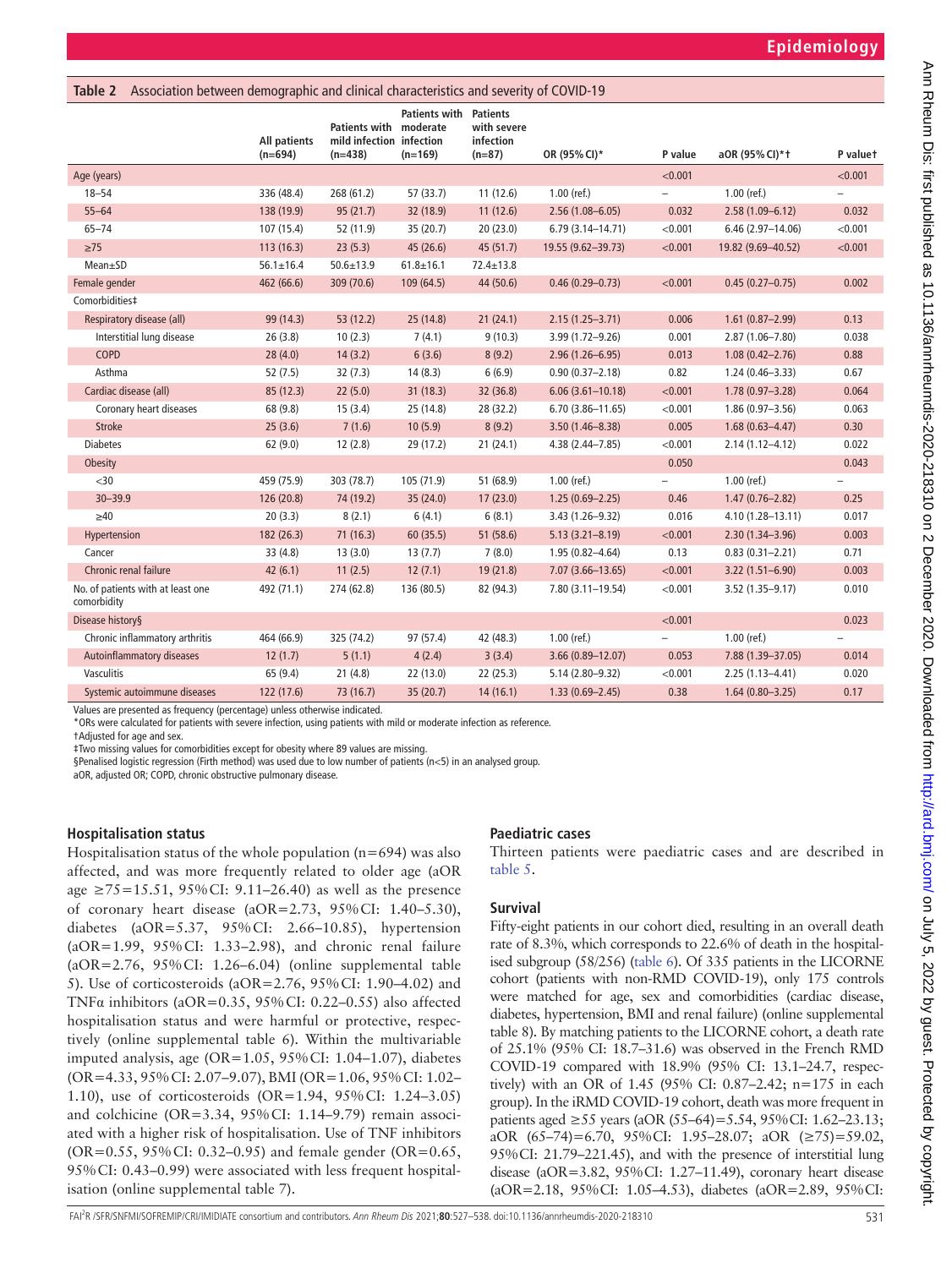**Table 2** Association between demographic and clinical characteristics and severity of COVID-19

| | All patients (n=694) | Patients with mild infection (n=438) | Patients with moderate infection (n=169) | Patients with severe infection (n=87) | OR (95% CI)* | P value | aOR (95% CI)*† | P value† |
|---|---|---|---|---|---|---|---|---|
| Age (years) | | | | | | <0.001 | | <0.001 |
| 18–54 | 336 (48.4) | 268 (61.2) | 57 (33.7) | 11 (12.6) | 1.00 (ref.) | – | 1.00 (ref.) | – |
| 55–64 | 138 (19.9) | 95 (21.7) | 32 (18.9) | 11 (12.6) | 2.56 (1.08–6.05) | 0.032 | 2.58 (1.09–6.12) | 0.032 |
| 65–74 | 107 (15.4) | 52 (11.9) | 35 (20.7) | 20 (23.0) | 6.79 (3.14–14.71) | <0.001 | 6.46 (2.97–14.06) | <0.001 |
| ≥75 | 113 (16.3) | 23 (5.3) | 45 (26.6) | 45 (51.7) | 19.55 (9.62–39.73) | <0.001 | 19.82 (9.69–40.52) | <0.001 |
| Mean±SD | 56.1±16.4 | 50.6±13.9 | 61.8±16.1 | 72.4±13.8 | | | | |
| Female gender | 462 (66.6) | 309 (70.6) | 109 (64.5) | 44 (50.6) | 0.46 (0.29–0.73) | <0.001 | 0.45 (0.27–0.75) | 0.002 |
| Comorbidities‡ | | | | | | | | |
| Respiratory disease (all) | 99 (14.3) | 53 (12.2) | 25 (14.8) | 21 (24.1) | 2.15 (1.25–3.71) | 0.006 | 1.61 (0.87–2.99) | 0.13 |
| Interstitial lung disease | 26 (3.8) | 10 (2.3) | 7 (4.1) | 9 (10.3) | 3.99 (1.72–9.26) | 0.001 | 2.87 (1.06–7.80) | 0.038 |
| COPD | 28 (4.0) | 14 (3.2) | 6 (3.6) | 8 (9.2) | 2.96 (1.26–6.95) | 0.013 | 1.08 (0.42–2.76) | 0.88 |
| Asthma | 52 (7.5) | 32 (7.3) | 14 (8.3) | 6 (6.9) | 0.90 (0.37–2.18) | 0.82 | 1.24 (0.46–3.33) | 0.67 |
| Cardiac disease (all) | 85 (12.3) | 22 (5.0) | 31 (18.3) | 32 (36.8) | 6.06 (3.61–10.18) | <0.001 | 1.78 (0.97–3.28) | 0.064 |
| Coronary heart diseases | 68 (9.8) | 15 (3.4) | 25 (14.8) | 28 (32.2) | 6.70 (3.86–11.65) | <0.001 | 1.86 (0.97–3.56) | 0.063 |
| Stroke | 25 (3.6) | 7 (1.6) | 10 (5.9) | 8 (9.2) | 3.50 (1.46–8.38) | 0.005 | 1.68 (0.63–4.47) | 0.30 |
| Diabetes | 62 (9.0) | 12 (2.8) | 29 (17.2) | 21 (24.1) | 4.38 (2.44–7.85) | <0.001 | 2.14 (1.12–4.12) | 0.022 |
| Obesity | | | | | | 0.050 | | 0.043 |
| <30 | 459 (75.9) | 303 (78.7) | 105 (71.9) | 51 (68.9) | 1.00 (ref.) | – | 1.00 (ref.) | – |
| 30–39.9 | 126 (20.8) | 74 (19.2) | 35 (24.0) | 17 (23.0) | 1.25 (0.69–2.25) | 0.46 | 1.47 (0.76–2.82) | 0.25 |
| ≥40 | 20 (3.3) | 8 (2.1) | 6 (4.1) | 6 (8.1) | 3.43 (1.26–9.32) | 0.016 | 4.10 (1.28–13.11) | 0.017 |
| Hypertension | 182 (26.3) | 71 (16.3) | 60 (35.5) | 51 (58.6) | 5.13 (3.21–8.19) | <0.001 | 2.30 (1.34–3.96) | 0.003 |
| Cancer | 33 (4.8) | 13 (3.0) | 13 (7.7) | 7 (8.0) | 1.95 (0.82–4.64) | 0.13 | 0.83 (0.31–2.21) | 0.71 |
| Chronic renal failure | 42 (6.1) | 11 (2.5) | 12 (7.1) | 19 (21.8) | 7.07 (3.66–13.65) | <0.001 | 3.22 (1.51–6.90) | 0.003 |
| No. of patients with at least one comorbidity | 492 (71.1) | 274 (62.8) | 136 (80.5) | 82 (94.3) | 7.80 (3.11–19.54) | <0.001 | 3.52 (1.35–9.17) | 0.010 |
| Disease history§ | | | | | | <0.001 | | 0.023 |
| Chronic inflammatory arthritis | 464 (66.9) | 325 (74.2) | 97 (57.4) | 42 (48.3) | 1.00 (ref.) | – | 1.00 (ref.) | – |
| Autoinflammatory diseases | 12 (1.7) | 5 (1.1) | 4 (2.4) | 3 (3.4) | 3.66 (0.89–12.07) | 0.053 | 7.88 (1.39–37.05) | 0.014 |
| Vasculitis | 65 (9.4) | 21 (4.8) | 22 (13.0) | 22 (25.3) | 5.14 (2.80–9.32) | <0.001 | 2.25 (1.13–4.41) | 0.020 |
| Systemic autoimmune diseases | 122 (17.6) | 73 (16.7) | 35 (20.7) | 14 (16.1) | 1.33 (0.69–2.45) | 0.38 | 1.64 (0.80–3.25) | 0.17 |

Values are presented as frequency (percentage) unless otherwise indicated.
*ORs were calculated for patients with severe infection, using patients with mild or moderate infection as reference.
†Adjusted for age and sex.
‡Two missing values for comorbidities except for obesity where 89 values are missing.
§Penalised logistic regression (Firth method) was used due to low number of patients (n<5) in an analysed group.
aOR, adjusted OR; COPD, chronic obstructive pulmonary disease.

### Hospitalisation status

Hospitalisation status of the whole population (n=694) was also affected, and was more frequently related to older age (aOR age ≥75=15.51, 95% CI: 9.11–26.40) as well as the presence of coronary heart disease (aOR=2.73, 95% CI: 1.40–5.30), diabetes (aOR=5.37, 95% CI: 2.66–10.85), hypertension (aOR=1.99, 95% CI: 1.33–2.98), and chronic renal failure (aOR=2.76, 95% CI: 1.26–6.04) (online supplemental table 5). Use of corticosteroids (aOR=2.76, 95% CI: 1.90–4.02) and TNFα inhibitors (aOR=0.35, 95% CI: 0.22–0.55) also affected hospitalisation status and were harmful or protective, respectively (online supplemental table 6). Within the multivariable imputed analysis, age (OR=1.05, 95% CI: 1.04–1.07), diabetes (OR=4.33, 95% CI: 2.07–9.07), BMI (OR=1.06, 95% CI: 1.02–1.10), use of corticosteroids (OR=1.94, 95% CI: 1.24–3.05) and colchicine (OR=3.34, 95% CI: 1.14–9.79) remain associated with a higher risk of hospitalisation. Use of TNF inhibitors (OR=0.55, 95% CI: 0.32–0.95) and female gender (OR=0.65, 95% CI: 0.43–0.99) were associated with less frequent hospitalisation (online supplemental table 7).

### Paediatric cases

Thirteen patients were paediatric cases and are described in table 5.

### Survival

Fifty-eight patients in our cohort died, resulting in an overall death rate of 8.3%, which corresponds to 22.6% of death in the hospitalised subgroup (58/256) (table 6). Of 335 patients in the LICORNE cohort (patients with non-RMD COVID-19), only 175 controls were matched for age, sex and comorbidities (cardiac disease, diabetes, hypertension, BMI and renal failure) (online supplemental table 8). By matching patients to the LICORNE cohort, a death rate of 25.1% (95% CI: 18.7–31.6) was observed in the French RMD COVID-19 compared with 18.9% (95% CI: 13.1–24.7, respectively) with an OR of 1.45 (95% CI: 0.87–2.42; n=175 in each group). In the iRMD COVID-19 cohort, death was more frequent in patients aged ≥55 years (aOR (55–64)=5.54, 95% CI: 1.62–23.13; aOR (65–74)=6.70, 95% CI: 1.95–28.07; aOR (≥75)=59.02, 95% CI: 21.79–221.45), and with the presence of interstitial lung disease (aOR=3.82, 95% CI: 1.27–11.49), coronary heart disease (aOR=2.18, 95% CI: 1.05–4.53), diabetes (aOR=2.89, 95% CI: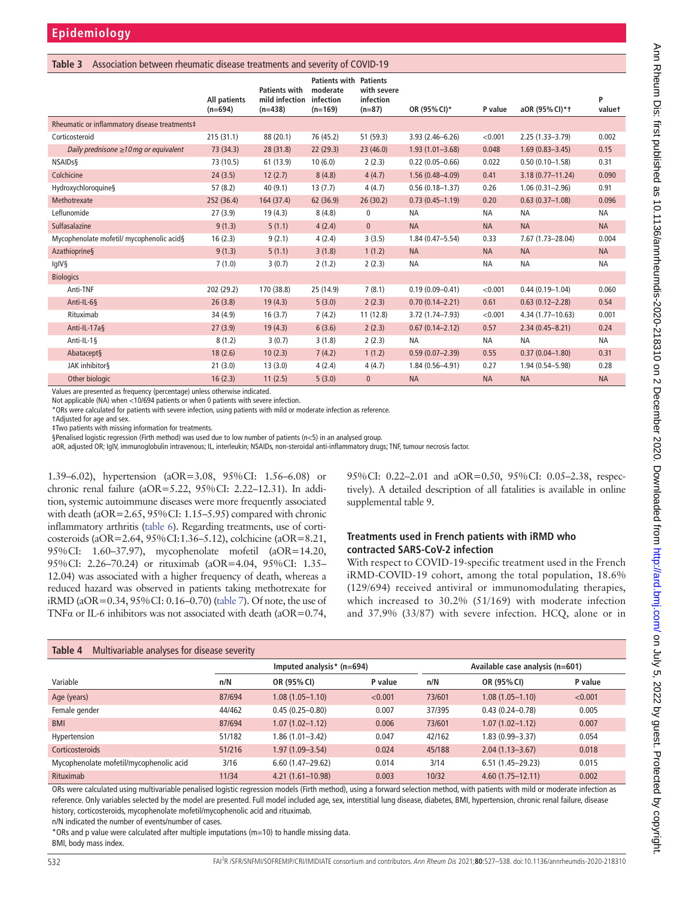**Table 3** Association between rheumatic disease treatments and severity of COVID-19

| | All patients (n=694) | Patients with mild infection (n=438) | Patients with moderate infection (n=169) | Patients with severe infection (n=87) | OR (95% CI)* | P value | aOR (95% CI)*† | P value† |
|---|---|---|---|---|---|---|---|---|
| Rheumatic or inflammatory disease treatments‡ | | | | | | | | |
| Corticosteroid | 215 (31.1) | 88 (20.1) | 76 (45.2) | 51 (59.3) | 3.93 (2.46–6.26) | <0.001 | 2.25 (1.33–3.79) | 0.002 |
| *Daily prednisone ≥10 mg or equivalent* | 73 (34.3) | 28 (31.8) | 22 (29.3) | 23 (46.0) | 1.93 (1.01–3.68) | 0.048 | 1.69 (0.83–3.45) | 0.15 |
| NSAIDs§ | 73 (10.5) | 61 (13.9) | 10 (6.0) | 2 (2.3) | 0.22 (0.05–0.66) | 0.022 | 0.50 (0.10–1.58) | 0.31 |
| Colchicine | 24 (3.5) | 12 (2.7) | 8 (4.8) | 4 (4.7) | 1.56 (0.48–4.09) | 0.41 | 3.18 (0.77–11.24) | 0.090 |
| Hydroxychloroquine§ | 57 (8.2) | 40 (9.1) | 13 (7.7) | 4 (4.7) | 0.56 (0.18–1.37) | 0.26 | 1.06 (0.31–2.96) | 0.91 |
| Methotrexate | 252 (36.4) | 164 (37.4) | 62 (36.9) | 26 (30.2) | 0.73 (0.45–1.19) | 0.20 | 0.63 (0.37–1.08) | 0.096 |
| Leflunomide | 27 (3.9) | 19 (4.3) | 8 (4.8) | 0 | NA | NA | NA | NA |
| Sulfasalazine | 9 (1.3) | 5 (1.1) | 4 (2.4) | 0 | NA | NA | NA | NA |
| Mycophenolate mofetil/ mycophenolic acid§ | 16 (2.3) | 9 (2.1) | 4 (2.4) | 3 (3.5) | 1.84 (0.47–5.54) | 0.33 | 7.67 (1.73–28.04) | 0.004 |
| Azathioprine§ | 9 (1.3) | 5 (1.1) | 3 (1.8) | 1 (1.2) | NA | NA | NA | NA |
| IgIV§ | 7 (1.0) | 3 (0.7) | 2 (1.2) | 2 (2.3) | NA | NA | NA | NA |
| Biologics | | | | | | | | |
| Anti-TNF | 202 (29.2) | 170 (38.8) | 25 (14.9) | 7 (8.1) | 0.19 (0.09–0.41) | <0.001 | 0.44 (0.19–1.04) | 0.060 |
| Anti-IL-6§ | 26 (3.8) | 19 (4.3) | 5 (3.0) | 2 (2.3) | 0.70 (0.14–2.21) | 0.61 | 0.63 (0.12–2.28) | 0.54 |
| Rituximab | 34 (4.9) | 16 (3.7) | 7 (4.2) | 11 (12.8) | 3.72 (1.74–7.93) | <0.001 | 4.34 (1.77–10.63) | 0.001 |
| Anti-IL-17a§ | 27 (3.9) | 19 (4.3) | 6 (3.6) | 2 (2.3) | 0.67 (0.14–2.12) | 0.57 | 2.34 (0.45–8.21) | 0.24 |
| Anti-IL-1§ | 8 (1.2) | 3 (0.7) | 3 (1.8) | 2 (2.3) | NA | NA | NA | NA |
| Abatacept§ | 18 (2.6) | 10 (2.3) | 7 (4.2) | 1 (1.2) | 0.59 (0.07–2.39) | 0.55 | 0.37 (0.04–1.80) | 0.31 |
| JAK inhibitor§ | 21 (3.0) | 13 (3.0) | 4 (2.4) | 4 (4.7) | 1.84 (0.56–4.91) | 0.27 | 1.94 (0.54–5.98) | 0.28 |
| Other biologic | 16 (2.3) | 11 (2.5) | 5 (3.0) | 0 | NA | NA | NA | NA |

Values are presented as frequency (percentage) unless otherwise indicated.
Not applicable (NA) when <10/694 patients or when 0 patients with severe infection.
*ORs were calculated for patients with severe infection, using patients with mild or moderate infection as reference.
†Adjusted for age and sex.
‡Two patients with missing information for treatments.
§Penalised logistic regression (Firth method) was used due to low number of patients (n<5) in an analysed group.
aOR, adjusted OR; IgIV, immunoglobulin intravenous; IL, interleukin; NSAIDs, non-steroidal anti-inflammatory drugs; TNF, tumour necrosis factor.

1.39–6.02), hypertension (aOR=3.08, 95% CI: 1.56–6.08) or chronic renal failure (aOR=5.22, 95% CI: 2.22–12.31). In addition, systemic autoimmune diseases were more frequently associated with death (aOR=2.65, 95% CI: 1.15–5.95) compared with chronic inflammatory arthritis (table 6). Regarding treatments, use of corticosteroids (aOR=2.64, 95% CI:1.36–5.12), colchicine (aOR=8.21, 95% CI: 1.60–37.97), mycophenolate mofetil (aOR=14.20, 95% CI: 2.26–70.24) or rituximab (aOR=4.04, 95% CI: 1.35–12.04) was associated with a higher frequency of death, whereas a reduced hazard was observed in patients taking methotrexate for iRMD (aOR=0.34, 95% CI: 0.16–0.70) (table 7). Of note, the use of TNFα or IL-6 inhibitors was not associated with death (aOR=0.74, 95% CI: 0.22–2.01 and aOR=0.50, 95% CI: 0.05–2.38, respectively). A detailed description of all fatalities is available in online supplemental table 9.

### Treatments used in French patients with iRMD who contracted SARS-CoV-2 infection

With respect to COVID-19-specific treatment used in the French iRMD-COVID-19 cohort, among the total population, 18.6% (129/694) received antiviral or immunomodulating therapies, which increased to 30.2% (51/169) with moderate infection and 37.9% (33/87) with severe infection. HCQ, alone or in

**Table 4** Multivariable analyses for disease severity

| | Imputed analysis* (n=694) | | | Available case analysis (n=601) | | |
|---|---|---|---|---|---|---|
| Variable | n/N | OR (95% CI) | P value | n/N | OR (95% CI) | P value |
| Age (years) | 87/694 | 1.08 (1.05–1.10) | <0.001 | 73/601 | 1.08 (1.05–1.10) | <0.001 |
| Female gender | 44/462 | 0.45 (0.25–0.80) | 0.007 | 37/395 | 0.43 (0.24–0.78) | 0.005 |
| BMI | 87/694 | 1.07 (1.02–1.12) | 0.006 | 73/601 | 1.07 (1.02–1.12) | 0.007 |
| Hypertension | 51/182 | 1.86 (1.01–3.42) | 0.047 | 42/162 | 1.83 (0.99–3.37) | 0.054 |
| Corticosteroids | 51/216 | 1.97 (1.09–3.54) | 0.024 | 45/188 | 2.04 (1.13–3.67) | 0.018 |
| Mycophenolate mofetil/mycophenolic acid | 3/16 | 6.60 (1.47–29.62) | 0.014 | 3/14 | 6.51 (1.45–29.23) | 0.015 |
| Rituximab | 11/34 | 4.21 (1.61–10.98) | 0.003 | 10/32 | 4.60 (1.75–12.11) | 0.002 |

ORs were calculated using multivariable penalised logistic regression models (Firth method), using a forward selection method, with patients with mild or moderate infection as reference. Only variables selected by the model are presented. Full model included age, sex, interstitial lung disease, diabetes, BMI, hypertension, chronic renal failure, disease history, corticosteroids, mycophenolate mofetil/mycophenolic acid and rituximab.
n/N indicated the number of events/number of cases.
*ORs and p value were calculated after multiple imputations (m=10) to handle missing data.
BMI, body mass index.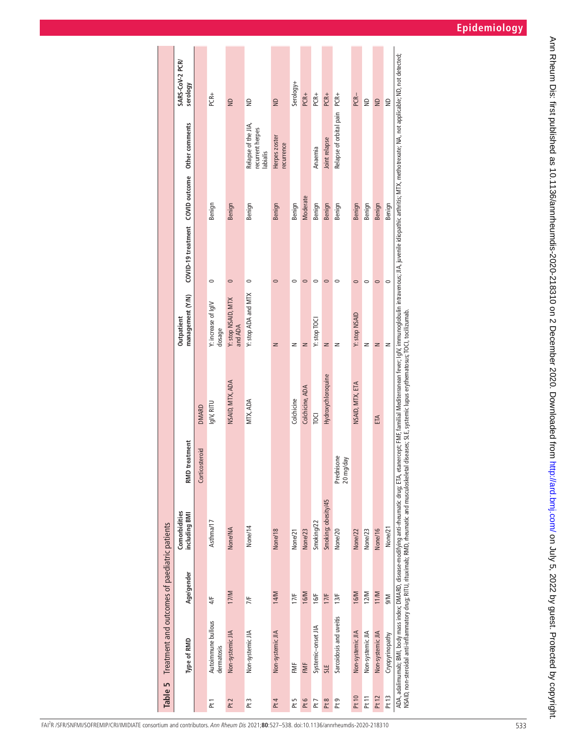**Table 5** Treatment and outcomes of paediatric patients

| | Type of RMD | Age/gender | Comorbidities including BMI | RMD treatment | | Outpatient management (Y/N) | COVID-19 treatment | COVID outcome | Other comments | SARS-CoV-2 PCR/ serology |
|---|---|---|---|---|---|---|---|---|---|---|
| | | | | Corticosteroid | DMARD | | | | | |
| Pt 1 | Autoimmune bullous dermatosis | 4/F | Asthma/17 | | IgIV, RITU | Y: increase of IgIV dosage | 0 | Benign | | PCR+ |
| Pt 2 | Non-systemic JIA | 17/M | None/NA | | NSAID, MTX, ADA | Y: stop NSAID, MTX and ADA | 0 | Benign | | ND |
| Pt 3 | Non-systemic JIA | 7/F | None/14 | | MTX, ADA | Y: stop ADA and MTX | 0 | Benign | Relapse of the JIA, recurrent herpes labialis | ND |
| Pt 4 | Non-systemic JIA | 14/M | None/18 | | | N | 0 | Benign | Herpes zoster recurrence | ND |
| Pt 5 | FMF | 17/F | None/21 | | Colchicine | N | 0 | Benign | | Serology+ |
| Pt 6 | FMF | 16/M | None/23 | | Colchicine, ADA | N | 0 | Moderate | | PCR+ |
| Pt 7 | Systemic-onset JIA | 16/F | Smoking/22 | | TOCI | Y: stop TOCI | 0 | Benign | Anaemia | PCR+ |
| Pt 8 | SLE | 17/F | Smoking; obesity/45 | | Hydroxychloroquine | N | 0 | Benign | Joint relapse | PCR+ |
| Pt 9 | Sarcoidosis and uveitis | 13/F | None/20 | Prednisone 20 mg/day | | N | 0 | Benign | Relapse of orbital pain | PCR+ |
| Pt 10 | Non-systemic JIA | 16/M | None/22 | | NSAID, MTX, ETA | Y: stop NSAID | 0 | Benign | | PCR− |
| Pt 11 | Non-systemic JIA | 12/M | None/23 | | | N | 0 | Benign | | ND |
| Pt 12 | Non-systemic JIA | 11/M | None/16 | | ETA | N | 0 | Benign | | ND |
| Pt 13 | Cryopyrinopathy | 9/M | None/21 | | | N | 0 | Benign | | ND |

ADA, adalimumab; BMI, body mass index; DMARD, disease-modifying anti-rheumatic drug; ETA, etanercept; FMF, familial Mediterranean fever; IgIV, immunoglobulin intravenous; JIA, juvenile idiopathic arthritis; MTX, methotrexate; NA, not applicable; ND, not detected; NSAID, non-steroidal anti-inflammatory drug; RITU, rituximab; RMD, rheumatic and musculoskeletal diseases; SLE, systemic lupus erythematosus; TOCI, tocilizumab.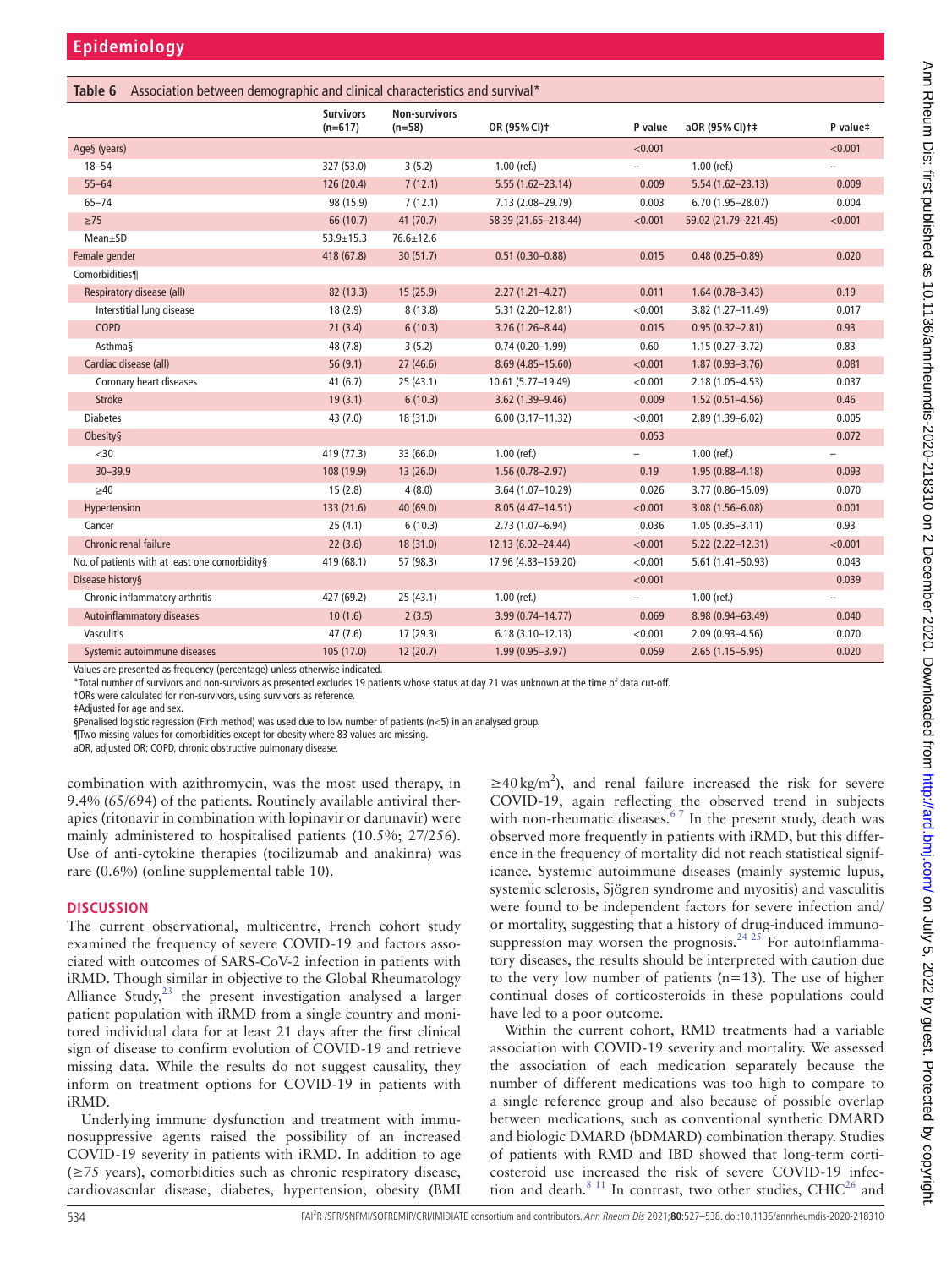**Table 6** Association between demographic and clinical characteristics and survival*

| | Survivors (n=617) | Non-survivors (n=58) | OR (95% CI)† | P value | aOR (95% CI)†‡ | P value‡ |
|---|---|---|---|---|---|---|
| Age§ (years) | | | | <0.001 | | <0.001 |
| 18–54 | 327 (53.0) | 3 (5.2) | 1.00 (ref.) | – | 1.00 (ref.) | – |
| 55–64 | 126 (20.4) | 7 (12.1) | 5.55 (1.62–23.14) | 0.009 | 5.54 (1.62–23.13) | 0.009 |
| 65–74 | 98 (15.9) | 7 (12.1) | 7.13 (2.08–29.79) | 0.003 | 6.70 (1.95–28.07) | 0.004 |
| ≥75 | 66 (10.7) | 41 (70.7) | 58.39 (21.65–218.44) | <0.001 | 59.02 (21.79–221.45) | <0.001 |
| Mean±SD | 53.9±15.3 | 76.6±12.6 | | | | |
| Female gender | 418 (67.8) | 30 (51.7) | 0.51 (0.30–0.88) | 0.015 | 0.48 (0.25–0.89) | 0.020 |
| Comorbidities¶ | | | | | | |
| Respiratory disease (all) | 82 (13.3) | 15 (25.9) | 2.27 (1.21–4.27) | 0.011 | 1.64 (0.78–3.43) | 0.19 |
| Interstitial lung disease | 18 (2.9) | 8 (13.8) | 5.31 (2.20–12.81) | <0.001 | 3.82 (1.27–11.49) | 0.017 |
| COPD | 21 (3.4) | 6 (10.3) | 3.26 (1.26–8.44) | 0.015 | 0.95 (0.32–2.81) | 0.93 |
| Asthma§ | 48 (7.8) | 3 (5.2) | 0.74 (0.20–1.99) | 0.60 | 1.15 (0.27–3.72) | 0.83 |
| Cardiac disease (all) | 56 (9.1) | 27 (46.6) | 8.69 (4.85–15.60) | <0.001 | 1.87 (0.93–3.76) | 0.081 |
| Coronary heart diseases | 41 (6.7) | 25 (43.1) | 10.61 (5.77–19.49) | <0.001 | 2.18 (1.05–4.53) | 0.037 |
| Stroke | 19 (3.1) | 6 (10.3) | 3.62 (1.39–9.46) | 0.009 | 1.52 (0.51–4.56) | 0.46 |
| Diabetes | 43 (7.0) | 18 (31.0) | 6.00 (3.17–11.32) | <0.001 | 2.89 (1.39–6.02) | 0.005 |
| Obesity§ | | | | 0.053 | | 0.072 |
| <30 | 419 (77.3) | 33 (66.0) | 1.00 (ref.) | – | 1.00 (ref.) | – |
| 30–39.9 | 108 (19.9) | 13 (26.0) | 1.56 (0.78–2.97) | 0.19 | 1.95 (0.88–4.18) | 0.093 |
| ≥40 | 15 (2.8) | 4 (8.0) | 3.64 (1.07–10.29) | 0.026 | 3.77 (0.86–15.09) | 0.070 |
| Hypertension | 133 (21.6) | 40 (69.0) | 8.05 (4.47–14.51) | <0.001 | 3.08 (1.56–6.08) | 0.001 |
| Cancer | 25 (4.1) | 6 (10.3) | 2.73 (1.07–6.94) | 0.036 | 1.05 (0.35–3.11) | 0.93 |
| Chronic renal failure | 22 (3.6) | 18 (31.0) | 12.13 (6.02–24.44) | <0.001 | 5.22 (2.22–12.31) | <0.001 |
| No. of patients with at least one comorbidity§ | 419 (68.1) | 57 (98.3) | 17.96 (4.83–159.20) | <0.001 | 5.61 (1.41–50.93) | 0.043 |
| Disease history§ | | | | <0.001 | | 0.039 |
| Chronic inflammatory arthritis | 427 (69.2) | 25 (43.1) | 1.00 (ref.) | – | 1.00 (ref.) | – |
| Autoinflammatory diseases | 10 (1.6) | 2 (3.5) | 3.99 (0.74–14.77) | 0.069 | 8.98 (0.94–63.49) | 0.040 |
| Vasculitis | 47 (7.6) | 17 (29.3) | 6.18 (3.10–12.13) | <0.001 | 2.09 (0.93–4.56) | 0.070 |
| Systemic autoimmune diseases | 105 (17.0) | 12 (20.7) | 1.99 (0.95–3.97) | 0.059 | 2.65 (1.15–5.95) | 0.020 |

Values are presented as frequency (percentage) unless otherwise indicated.
*Total number of survivors and non-survivors as presented excludes 19 patients whose status at day 21 was unknown at the time of data cut-off.
†ORs were calculated for non-survivors, using survivors as reference.
‡Adjusted for age and sex.
§Penalised logistic regression (Firth method) was used due to low number of patients (n<5) in an analysed group.
¶Two missing values for comorbidities except for obesity where 83 values are missing.
aOR, adjusted OR; COPD, chronic obstructive pulmonary disease.

combination with azithromycin, was the most used therapy, in 9.4% (65/694) of the patients. Routinely available antiviral therapies (ritonavir in combination with lopinavir or darunavir) were mainly administered to hospitalised patients (10.5%; 27/256). Use of anti-cytokine therapies (tocilizumab and anakinra) was rare (0.6%) (online supplemental table 10).

## DISCUSSION

The current observational, multicentre, French cohort study examined the frequency of severe COVID-19 and factors associated with outcomes of SARS-CoV-2 infection in patients with iRMD. Though similar in objective to the Global Rheumatology Alliance Study,[23] the present investigation analysed a larger patient population with iRMD from a single country and monitored individual data for at least 21 days after the first clinical sign of disease to confirm evolution of COVID-19 and retrieve missing data. While the results do not suggest causality, they inform on treatment options for COVID-19 in patients with iRMD.

Underlying immune dysfunction and treatment with immunosuppressive agents raised the possibility of an increased COVID-19 severity in patients with iRMD. In addition to age (≥75 years), comorbidities such as chronic respiratory disease, cardiovascular disease, diabetes, hypertension, obesity (BMI ≥40 kg/m$^2$), and renal failure increased the risk for severe COVID-19, again reflecting the observed trend in subjects with non-rheumatic diseases.[6 7] In the present study, death was observed more frequently in patients with iRMD, but this difference in the frequency of mortality did not reach statistical significance. Systemic autoimmune diseases (mainly systemic lupus, systemic sclerosis, Sjögren syndrome and myositis) and vasculitis were found to be independent factors for severe infection and/or mortality, suggesting that a history of drug-induced immunosuppression may worsen the prognosis.[24 25] For autoinflammatory diseases, the results should be interpreted with caution due to the very low number of patients (n=13). The use of higher continual doses of corticosteroids in these populations could have led to a poor outcome.

Within the current cohort, RMD treatments had a variable association with COVID-19 severity and mortality. We assessed the association of each medication separately because the number of different medications was too high to compare to a single reference group and also because of possible overlap between medications, such as conventional synthetic DMARD and biologic DMARD (bDMARD) combination therapy. Studies of patients with RMD and IBD showed that long-term corticosteroid use increased the risk of severe COVID-19 infection and death.[8 11] In contrast, two other studies, CHIC[26] and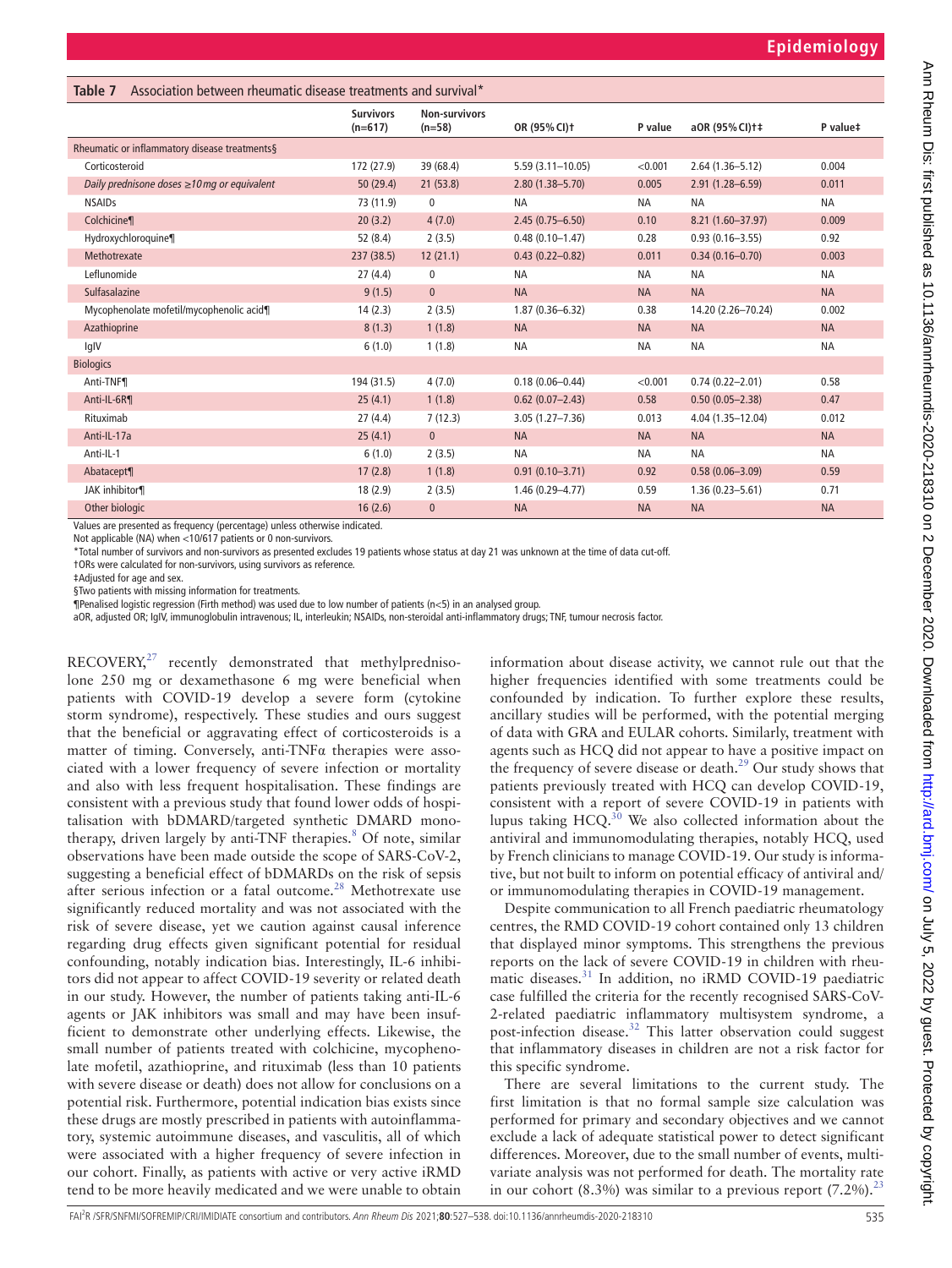**Table 7** Association between rheumatic disease treatments and survival*

| | Survivors (n=617) | Non-survivors (n=58) | OR (95% CI)† | P value | aOR (95% CI)†‡ | P value‡ |
|---|---|---|---|---|---|---|
| Rheumatic or inflammatory disease treatments§ | | | | | | |
| Corticosteroid | 172 (27.9) | 39 (68.4) | 5.59 (3.11–10.05) | <0.001 | 2.64 (1.36–5.12) | 0.004 |
| *Daily prednisone doses ≥10 mg or equivalent* | 50 (29.4) | 21 (53.8) | 2.80 (1.38–5.70) | 0.005 | 2.91 (1.28–6.59) | 0.011 |
| NSAIDs | 73 (11.9) | 0 | NA | NA | NA | NA |
| Colchicine¶ | 20 (3.2) | 4 (7.0) | 2.45 (0.75–6.50) | 0.10 | 8.21 (1.60–37.97) | 0.009 |
| Hydroxychloroquine¶ | 52 (8.4) | 2 (3.5) | 0.48 (0.10–1.47) | 0.28 | 0.93 (0.16–3.55) | 0.92 |
| Methotrexate | 237 (38.5) | 12 (21.1) | 0.43 (0.22–0.82) | 0.011 | 0.34 (0.16–0.70) | 0.003 |
| Leflunomide | 27 (4.4) | 0 | NA | NA | NA | NA |
| Sulfasalazine | 9 (1.5) | 0 | NA | NA | NA | NA |
| Mycophenolate mofetil/mycophenolic acid¶ | 14 (2.3) | 2 (3.5) | 1.87 (0.36–6.32) | 0.38 | 14.20 (2.26–70.24) | 0.002 |
| Azathioprine | 8 (1.3) | 1 (1.8) | NA | NA | NA | NA |
| IgIV | 6 (1.0) | 1 (1.8) | NA | NA | NA | NA |
| Biologics | | | | | | |
| Anti-TNF¶ | 194 (31.5) | 4 (7.0) | 0.18 (0.06–0.44) | <0.001 | 0.74 (0.22–2.01) | 0.58 |
| Anti-IL-6R¶ | 25 (4.1) | 1 (1.8) | 0.62 (0.07–2.43) | 0.58 | 0.50 (0.05–2.38) | 0.47 |
| Rituximab | 27 (4.4) | 7 (12.3) | 3.05 (1.27–7.36) | 0.013 | 4.04 (1.35–12.04) | 0.012 |
| Anti-IL-17a | 25 (4.1) | 0 | NA | NA | NA | NA |
| Anti-IL-1 | 6 (1.0) | 2 (3.5) | NA | NA | NA | NA |
| Abatacept¶ | 17 (2.8) | 1 (1.8) | 0.91 (0.10–3.71) | 0.92 | 0.58 (0.06–3.09) | 0.59 |
| JAK inhibitor¶ | 18 (2.9) | 2 (3.5) | 1.46 (0.29–4.77) | 0.59 | 1.36 (0.23–5.61) | 0.71 |
| Other biologic | 16 (2.6) | 0 | NA | NA | NA | NA |

Values are presented as frequency (percentage) unless otherwise indicated.

Not applicable (NA) when <10/617 patients or 0 non-survivors.

*Total number of survivors and non-survivors as presented excludes 19 patients whose status at day 21 was unknown at the time of data cut-off.

†ORs were calculated for non-survivors, using survivors as reference.

‡Adjusted for age and sex.

§Two patients with missing information for treatments.

¶Penalised logistic regression (Firth method) was used due to low number of patients (n<5) in an analysed group.

aOR, adjusted OR; IgIV, immunoglobulin intravenous; IL, interleukin; NSAIDs, non-steroidal anti-inflammatory drugs; TNF, tumour necrosis factor.

RECOVERY,[27] recently demonstrated that methylprednisolone 250 mg or dexamethasone 6 mg were beneficial when patients with COVID-19 develop a severe form (cytokine storm syndrome), respectively. These studies and ours suggest that the beneficial or aggravating effect of corticosteroids is a matter of timing. Conversely, anti-TNFα therapies were associated with a lower frequency of severe infection or mortality and also with less frequent hospitalisation. These findings are consistent with a previous study that found lower odds of hospitalisation with bDMARD/targeted synthetic DMARD monotherapy, driven largely by anti-TNF therapies.[8] Of note, similar observations have been made outside the scope of SARS-CoV-2, suggesting a beneficial effect of bDMARDs on the risk of sepsis after serious infection or a fatal outcome.[28] Methotrexate use significantly reduced mortality and was not associated with the risk of severe disease, yet we caution against causal inference regarding drug effects given significant potential for residual confounding, notably indication bias. Interestingly, IL-6 inhibitors did not appear to affect COVID-19 severity or related death in our study. However, the number of patients taking anti-IL-6 agents or JAK inhibitors was small and may have been insufficient to demonstrate other underlying effects. Likewise, the small number of patients treated with colchicine, mycophenolate mofetil, azathioprine, and rituximab (less than 10 patients with severe disease or death) does not allow for conclusions on a potential risk. Furthermore, potential indication bias exists since these drugs are mostly prescribed in patients with autoinflammatory, systemic autoimmune diseases, and vasculitis, all of which were associated with a higher frequency of severe infection in our cohort. Finally, as patients with active or very active iRMD tend to be more heavily medicated and we were unable to obtain information about disease activity, we cannot rule out that the higher frequencies identified with some treatments could be confounded by indication. To further explore these results, ancillary studies will be performed, with the potential merging of data with GRA and EULAR cohorts. Similarly, treatment with agents such as HCQ did not appear to have a positive impact on the frequency of severe disease or death.[29] Our study shows that patients previously treated with HCQ can develop COVID-19, consistent with a report of severe COVID-19 in patients with lupus taking HCQ.[30] We also collected information about the antiviral and immunomodulating therapies, notably HCQ, used by French clinicians to manage COVID-19. Our study is informative, but not built to inform on potential efficacy of antiviral and/or immunomodulating therapies in COVID-19 management.

Despite communication to all French paediatric rheumatology centres, the RMD COVID-19 cohort contained only 13 children that displayed minor symptoms. This strengthens the previous reports on the lack of severe COVID-19 in children with rheumatic diseases.[31] In addition, no iRMD COVID-19 paediatric case fulfilled the criteria for the recently recognised SARS-CoV-2-related paediatric inflammatory multisystem syndrome, a post-infection disease.[32] This latter observation could suggest that inflammatory diseases in children are not a risk factor for this specific syndrome.

There are several limitations to the current study. The first limitation is that no formal sample size calculation was performed for primary and secondary objectives and we cannot exclude a lack of adequate statistical power to detect significant differences. Moreover, due to the small number of events, multivariate analysis was not performed for death. The mortality rate in our cohort (8.3%) was similar to a previous report (7.2%).[23]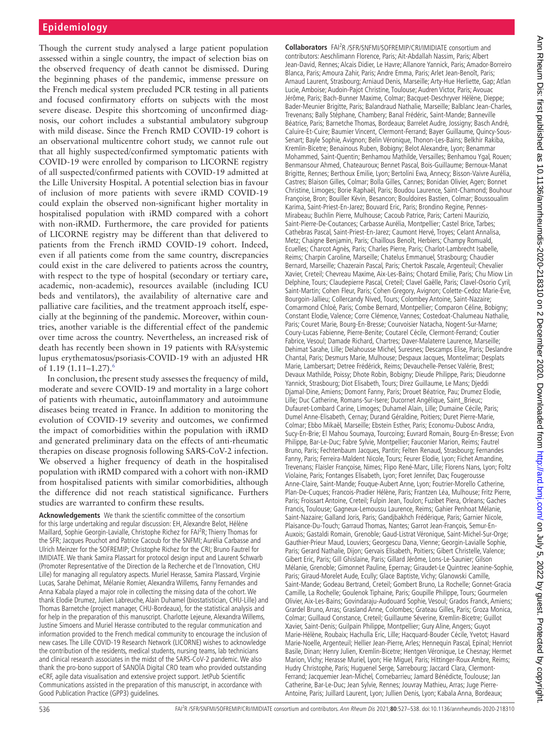Though the current study analysed a large patient population assessed within a single country, the impact of selection bias on the observed frequency of death cannot be dismissed. During the beginning phases of the pandemic, immense pressure on the French medical system precluded PCR testing in all patients and focused confirmatory efforts on subjects with the most severe disease. Despite this shortcoming of unconfirmed diagnosis, our cohort includes a substantial ambulatory subgroup with mild disease. Since the French RMD COVID-19 cohort is an observational multicentre cohort study, we cannot rule out that all highly suspected/confirmed symptomatic patients with COVID-19 were enrolled by comparison to LICORNE registry of all suspected/confirmed patients with COVID-19 admitted at the Lille University Hospital. A potential selection bias in favour of inclusion of more patients with severe iRMD COVID-19 could explain the observed non-significant higher mortality in hospitalised population with iRMD compared with a cohort with non-iRMD. Furthermore, the care provided for patients of LICORNE registry may be different than that delivered to patients from the French iRMD COVID-19 cohort. Indeed, even if all patients come from the same country, discrepancies could exist in the care delivered to patients across the country, with respect to the type of hospital (secondary or tertiary care, academic, non-academic), resources available (including ICU beds and ventilators), the availability of alternative care and palliative care facilities, and the treatment approach itself, especially at the beginning of the pandemic. Moreover, within countries, another variable is the differential effect of the pandemic over time across the country. Nevertheless, an increased risk of death has recently been shown in 19 patients with RA/systemic lupus erythematosus/psoriasis-COVID-19 with an adjusted HR of 1.19 (1.11–1.27).[6]

In conclusion, the present study assesses the frequency of mild, moderate and severe COVID-19 and mortality in a large cohort of patients with rheumatic, autoinflammatory and autoimmune diseases being treated in France. In addition to monitoring the evolution of COVID-19 severity and outcomes, we confirmed the impact of comorbidities within the population with iRMD and generated preliminary data on the effects of anti-rheumatic therapies on disease prognosis following SARS-CoV-2 infection. We observed a higher frequency of death in the hospitalised population with iRMD compared with a cohort with non-iRMD from hospitalised patients with similar comorbidities, although the difference did not reach statistical significance. Furthers studies are warranted to confirm these results.

**Acknowledgements** We thank the scientific committee of the consortium for this large undertaking and regular discussion: EH, Alexandre Belot, Hélène Maillard, Sophie Georgin-Lavialle, Christophe Richez for FAI[2]R; Thierry Thomas for the SFR; Jacques Pouchot and Patrice Cacoub for the SNFMI; Aurélia Carbasse and Ulrich Meinzer for the SOFREMIP; Christophe Richez for the CRI; Bruno Fautrel for IMIDIATE. We thank Samira Plassart for protocol design input and Laurent Schwarb (Promoter Representative of the Direction de la Recherche et de l'Innovation, CHU Lille) for managing all regulatory aspects. Muriel Herasse, Samira Plassard, Virginie Lucas, Sarahe Dehimat, Mélanie Romier, Alexandra Willems, Fanny Fernandes and Anna Kabala played a major role in collecting the missing data of the cohort. We thank Elodie Drumez, Julien Labreuche, Alain Duhamel (biostatistician, CHU-Lille) and Thomas Barnetche (project manager, CHU-Bordeaux), for the statistical analysis and for help in the preparation of this manuscript. Charlotte Lejeune, Alexandra Willems, Justine Simoens and Muriel Herasse contributed to the regular communication and information provided to the French medical community to encourage the inclusion of new cases. The Lille COVID-19 Research Network (LICORNE) wishes to acknowledge the contribution of the residents, medical students, nursing teams, lab technicians and clinical research associates in the midst of the SARS-CoV-2 pandemic. We also thank the pro-bono support of SANOÏA Digital CRO team who provided outstanding eCRF, agile data visualisation and extensive project support. JetPub Scientific Communications assisted in the preparation of this manuscript, in accordance with Good Publication Practice (GPP3) guidelines.

**Collaborators** FAI[2]R /SFR/SNFMI/SOFREMIP/CRI/IMIDIATE consortium and contributors: Aeschlimann Florence, Paris; Ait-Abdallah Nassim, Paris; Albert Jean-David, Rennes; Alcais Didier, Le Havre; Allanore Yannick, Paris; Amador-Borreiro Blanca, Paris; Amoura Zahir, Paris; Andre Emma, Paris; Arlet Jean-Benoît, Paris; Arnaud Laurent, Strasbourg; Arniaud Denis, Marseille; Arty-Hue Herliette, Gap; Atlan Lucie, Amboise; Audoin-Pajot Christine, Toulouse; Audren Victor, Paris; Avouac Jérôme, Paris; Bach-Bunner Maxime, Colmar; Bacquet-Deschryver Hélène, Dieppe; Bader-Meunier Brigitte, Paris; Balandraud Nathalie, Marseille; Balblanc Jean-Charles, Trevenans; Bally Stéphane, Chambery; Banal Frédéric, Saint-Mande; Banneville Béatrice, Paris; Barnetche Thomas, Bordeaux; Barrelet Audre, Jossigny; Basch André, Caluire-Et-Cuire; Baumier Vincent, Clermont-Ferrand; Bayer Guillaume, Quincy-Sous-Senart; Bayle Sophie, Avignon; Belin Véronique, Thonon-Les-Bains; Belkhir Rakiba, Kremlin-Bicetre; Benainous Ruben, Bobigny; Belot Alexandre, Lyon; Benammar Mohammed, Saint-Quentin; Benhamou Mathilde, Versailles; Benhamou Ygal, Rouen; Benmansour Ahmed, Chateauroux; Bennet Pascal, Bois-Guillaume; Bernoux-Manat Brigitte, Rennes; Berthoux Emilie, Lyon; Bertolini Ewa, Annecy; Bisson-Vaivre Aurélia, Castres; Blaison Gilles, Colmar; Bolla Gilles, Cannes; Bonidan Olivier, Agen; Bonnet Christine, Limoges; Borie Raphaël, Paris; Boudou Laurence, Saint-Chamond; Bouhour Françoise, Bron; Bouiller Kévin, Besancon; Bouldoires Bastien, Colmar; Boussoualim Karima, Saint-Priest-En-Jarez; Bouvard Eric, Paris; Brondino Regine, Pennes-Mirabeau; Buchlin Pierre, Mulhouse; Cacoub Patrice, Paris; Carteni Maurizio, Saint-Pierre-De-Coutances; Carbasse Aurélia, Montpellier; Castel Brice, Tarbes; Cathebras Pascal, Saint-Priest-En-Jarez; Caumont Hervé, Troyes; Celant Annalisa, Metz; Chaigne Benjamin, Paris; Chaillous Benoît, Herbiers; Champy Romuald, Ecuelles; Charcot Agnès, Paris; Charles Pierre, Paris; Charlot-Lambrecht Isabelle, Reims; Charpin Caroline, Marseille; Chatelus Emmanuel, Strasbourg; Chaudier Bernard, Marseille; Chazerain Pascal, Paris; Chertok Pascale, Argenteuil; Chevalier Xavier, Creteil; Chevreau Maxime, Aix-Les-Bains; Chotard Emilie, Paris; Chu Miow Lin Delphine, Tours; Claudepierre Pascal, Creteil; Clavel Gaëlle, Paris; Clavel-Osorio Cyril, Saint-Martin; Cohen Fleur, Paris; Cohen Gregory, Avignon; Colette-Cedoz Marie-Eve, Bourgoin-Jallieu; Collercandy Nived, Tours; Colombey Antoine, Saint-Nazaire; Comarmond Chloé, Paris; Combe Bernard, Montpellier; Comparon Céline, Bobigny; Constant Elodie, Valence; Corre Clémence, Vannes; Costedoat-Chalumeau Nathalie, Paris; Couret Marie, Bourg-En-Bresse; Courvoisier Natacha, Nogent-Sur-Marne; Coury-Lucas Fabienne, Pierre-Benite; Coutarel Cécile, Clermont-Ferrand; Coutier Fabrice, Vesoul; Damade Richard, Chartres; Daver-Malaterre Laurence, Marseille; Dehimat Sarahe, Lille; Delahousse Michel, Suresnes; Descamps Elise, Paris; Deslandre Chantal, Paris; Desmurs Marie, Mulhouse; Despaux Jacques, Montelimar; Desplats Marie, Lambersart; Detree Frédérick, Reims; Devauchelle-Pensec Valérie, Brest; Devaux Mathilde, Poissy; Dhote Robin, Bobigny; Dieude Philippe, Paris; Dieudonne Yannick, Strasbourg; Diot Elisabeth, Tours; Direz Guillaume, Le Mans; Djeddi Djamal-Dine, Amiens; Domont Fanny, Paris; Drouet Béatrice, Pau; Drumez Elodie, Lille; Duc Catherine, Romans-Sur-Isere; Ducornet Angélique, Saint_Brieuc; Dufauret-Lombard Carine, Limoges; Duhamel Alain, Lille; Dumaine Cécile, Paris; Dumel Anne-Elisabeth, Cernay; Durand Géraldine, Poitiers; Duret Pierre-Marie, Colmar; Ebbo Mikaël, Marseille; Ebstein Esther, Paris; Economu-Dubosc Andra, Sucy-En-Brie; El Mahou Soumaya, Tourcoing; Euvrard Romain, Bourg-En-Bresse; Evon Philippe, Bar-Le-Duc; Fabre Sylvie, Montpellier; Fauconier Marion, Reims; Fautrel Bruno, Paris; Fechtenbaum Jacques, Pantin; Felten Renaud, Strasbourg; Fernandes Fanny, Paris; Ferreira-Maldent Nicole, Tours; Feurer Elodie, Lyon; Fichet Amandine, Trevenans; Flaisler Françoise, Nimes; Flipo René-Marc, Lille; Florens Nans, Lyon; Foltz Violaine, Paris; Fontanges Elisabeth, Lyon; Foret Jennifer, Dax; Fougerousse Anne-Claire, Saint-Mande; Fouque-Aubert Anne, Lyon; Foutrier-Morello Catherine, Plan-De-Cuques; Francois-Pradier Hélène, Paris; Frantzen Léa, Mulhouse; Fritz Pierre, Paris; Froissart Antoine, Creteil; Fulpin Jean, Toulon; Fuzibet Piera, Orleans; Gaches Francis, Toulouse; Gagneux-Lemoussu Laurence, Reims; Gahier Penhoat Mélanie, Saint-Nazaire; Galland Joris, Paris; Gandjbakhch Frédérique, Paris; Garnier Nicole, Plaisance-Du-Touch; Garraud Thomas, Nantes; Garrot Jean-François, Semur-En-Auxois; Gastaldi Romain, Grenoble; Gaud-Listrat Véronique, Saint-Michel-Sur-Orge; Gauthier-Prieur Maud, Louviers; Georgescu Dana, Vienne; Georgin-Lavialle Sophie, Paris; Gerard Nathalie, Dijon; Gervais Elisabeth, Poitiers; Gibert Christelle, Valence; Gibert Eric, Paris; Gill Ghislaine, Paris; Gillard Jérôme, Lons-Le-Saunier; Gilson Mélanie, Grenoble; Gimonnet Pauline, Epernay; Giraudet-Le Quintrec Jeanine-Sophie, Paris; Giraud-Morelet Aude, Ecully; Glace Baptiste, Vichy; Glanowski Camille, Saint-Mande; Godeau Bertrand, Creteil; Gombert Bruno, La Rochelle; Gonnet-Gracia Camille, La Rochelle; Goulenok Tiphaine, Paris; Goupille Philippe, Tours; Gourmelen Olivier, Aix-Les-Bains; Govindaraju-Audouard Sophie, Vesoul; Grados Franck, Amiens; Grardel Bruno, Arras; Grasland Anne, Colombes; Grateau Gilles, Paris; Groza Monica, Colmar; Guillaud Constance, Creteil; Guillaume Séverine, Kremlin-Bicetre; Guillot Xavier, Saint-Denis; Guilpain Philippe, Montpellier; Gury Aline, Angers; Guyot Marie-Hélène, Roubaix; Hachulla Eric, Lille; Hacquard-Bouder Cécile, Yvetot; Havard Marie-Noelle, Argenteuil; Hellier Jean-Pierre, Arles; Hennequin Pascal, Epinal; Henriot Basile, Dinan; Henry Julien, Kremlin-Bicetre; Hentgen Véronique, Le Chesnay; Hermet Marion, Vichy; Herasse Muriel, Lyon; Hie Miguel, Paris; Hittinger-Roux Ambre, Reims; Hudry Christophe, Paris; Huguenel Serge, Sarrebourg; Jaccard Clara, Clermont-Ferrand; Jacquemier Jean-Michel, Cornebarrieu; Jamard Bénédicte, Toulouse; Jan Catherine, Bar-Le-Duc; Jean Sylvie, Rennes; Jouvray Mathieu, Arras; Juge Pierre-Antoine, Paris; Juillard Laurent, Lyon; Jullien Denis, Lyon; Kabala Anna, Bordeaux;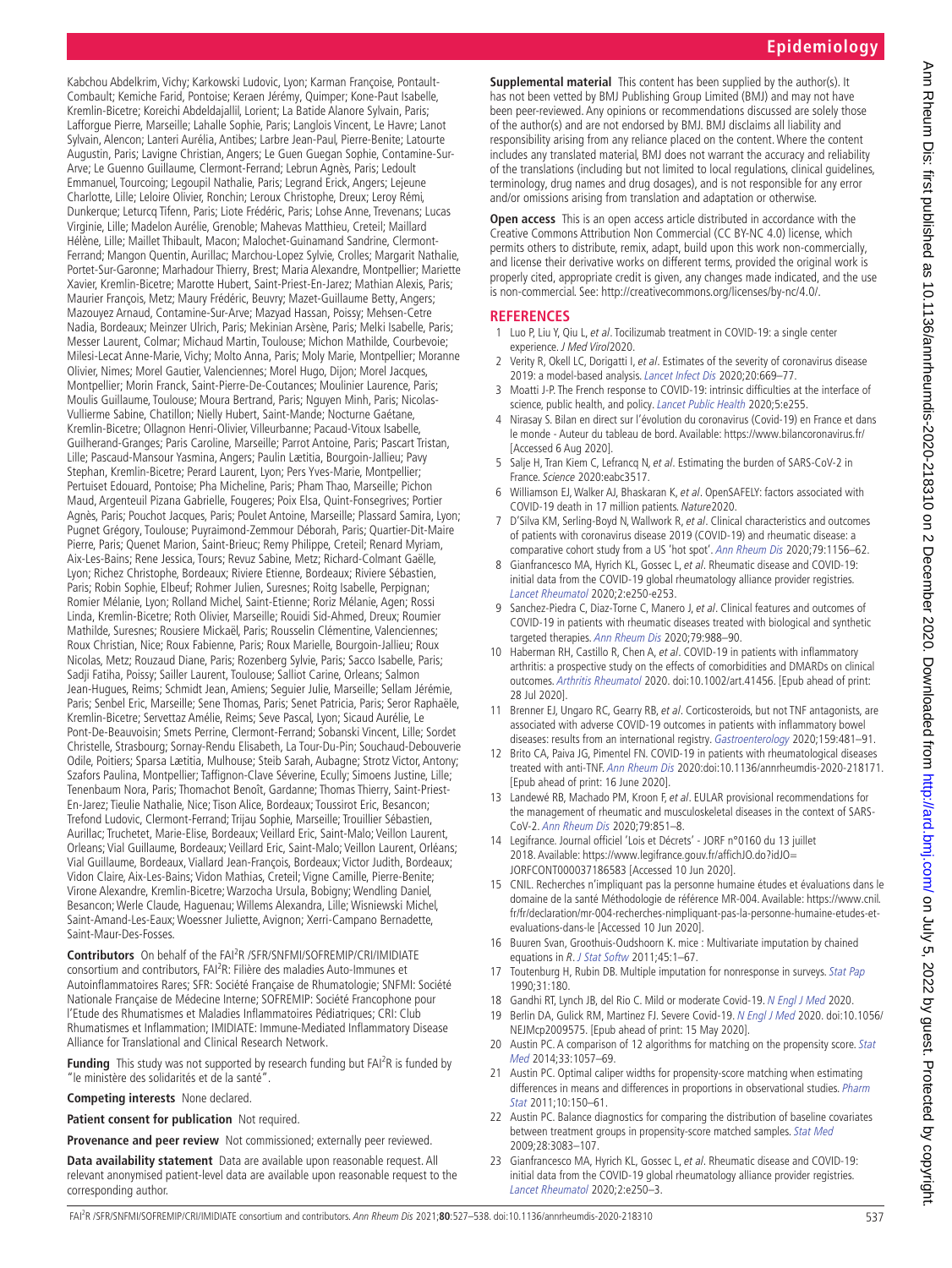Kabchou Abdelkrim, Vichy; Karkowski Ludovic, Lyon; Karman Françoise, Pontault-Combault; Kemiche Farid, Pontoise; Keraen Jérémy, Quimper; Kone-Paut Isabelle, Kremlin-Bicetre; Koreichi Abdeldajallil, Lorient; La Batide Alanore Sylvain, Paris; Lafforgue Pierre, Marseille; Lahalle Sophie, Paris; Langlois Vincent, Le Havre; Lanot Sylvain, Alencon; Lanteri Aurélia, Antibes; Larbre Jean-Paul, Pierre-Benite; Latourte Augustin, Paris; Lavigne Christian, Angers; Le Guen Guegan Sophie, Contamine-Sur-Arve; Le Guenno Guillaume, Clermont-Ferrand; Lebrun Agnès, Paris; Ledoult Emmanuel, Tourcoing; Legoupil Nathalie, Paris; Legrand Erick, Angers; Lejeune Charlotte, Lille; Leloire Olivier, Ronchin; Leroux Christophe, Dreux; Leroy Rémi, Dunkerque; Leturcq Tifenn, Paris; Liote Frédéric, Paris; Lohse Anne, Trevenans; Lucas Virginie, Lille; Madelon Aurélie, Grenoble; Mahevas Matthieu, Creteil; Maillard Hélène, Lille; Maillet Thibault, Macon; Malochet-Guinamand Sandrine, Clermont-Ferrand; Mangon Quentin, Aurillac; Marchou-Lopez Sylvie, Crolles; Margarit Nathalie, Portet-Sur-Garonne; Marhadour Thierry, Brest; Maria Alexandre, Montpellier; Mariette Xavier, Kremlin-Bicetre; Marotte Hubert, Saint-Priest-En-Jarez; Mathian Alexis, Paris; Maurier François, Metz; Maury Frédéric, Beuvry; Mazet-Guillaume Betty, Angers; Mazouyez Arnaud, Contamine-Sur-Arve; Mazyad Hassan, Poissy; Mehsen-Cetre Nadia, Bordeaux; Meinzer Ulrich, Paris; Mekinian Arsène, Paris; Melki Isabelle, Paris; Messer Laurent, Colmar; Michaud Martin, Toulouse; Michon Mathilde, Courbevoie; Milesi-Lecat Anne-Marie, Vichy; Molto Anna, Paris; Moly Marie, Montpellier; Moranne Olivier, Nimes; Morel Gautier, Valenciennes; Morel Hugo, Dijon; Morel Jacques, Montpellier; Morin Franck, Saint-Pierre-De-Coutances; Moulinier Laurence, Paris; Moulis Guillaume, Toulouse; Moura Bertrand, Paris; Nguyen Minh, Paris; Nicolas-Vullierme Sabine, Chatillon; Nielly Hubert, Saint-Mande; Nocturne Gaétane, Kremlin-Bicetre; Ollagnon Henri-Olivier, Villeurbanne; Pacaud-Vitoux Isabelle, Guilherand-Granges; Paris Caroline, Marseille; Parrot Antoine, Paris; Pascart Tristan, Lille; Pascaud-Mansour Yasmina, Angers; Paulin Lætitia, Bourgoin-Jallieu; Pavy Stephan, Kremlin-Bicetre; Perard Laurent, Lyon; Pers Yves-Marie, Montpellier; Pertuiset Edouard, Pontoise; Pha Micheline, Paris; Pham Thao, Marseille; Pichon Maud, Argenteuil Pizana Gabrielle, Fougeres; Poix Elsa, Quint-Fonsegrives; Portier Agnès, Paris; Pouchot Jacques, Paris; Poulet Antoine, Marseille; Plassard Samira, Lyon; Pugnet Grégory, Toulouse; Puyraimond-Zemmour Déborah, Paris; Quartier-Dit-Maire Pierre, Paris; Quenet Marion, Saint-Brieuc; Remy Philippe, Creteil; Renard Myriam, Aix-Les-Bains; Rene Jessica, Tours; Revuz Sabine, Metz; Richard-Colmant Gaëlle, Lyon; Richez Christophe, Bordeaux; Riviere Etienne, Bordeaux; Riviere Sébastien, Paris; Robin Sophie, Elbeuf; Rohmer Julien, Suresnes; Roitg Isabelle, Perpignan; Romier Mélanie, Lyon; Rolland Michel, Saint-Etienne; Roriz Mélanie, Agen; Rossi Linda, Kremlin-Bicetre; Roth Olivier, Marseille; Rouidi Sid-Ahmed, Dreux; Roumier Mathilde, Suresnes; Rousiere Mickaël, Paris; Rousselin Clémentine, Valenciennes; Roux Christian, Nice; Roux Fabienne, Paris; Roux Marielle, Bourgoin-Jallieu; Roux Nicolas, Metz; Rouzaud Diane, Paris; Rozenberg Sylvie, Paris; Sacco Isabelle, Paris; Sadji Fatiha, Poissy; Sailler Laurent, Toulouse; Salliot Carine, Orleans; Salmon Jean-Hugues, Reims; Schmidt Jean, Amiens; Seguier Julie, Marseille; Sellam Jérémie, Paris; Senbel Eric, Marseille; Sene Thomas, Paris; Senet Patricia, Paris; Seror Raphaële, Kremlin-Bicetre; Servettaz Amélie, Reims; Seve Pascal, Lyon; Sicaud Aurélie, Le Pont-De-Beauvoisin; Smets Perrine, Clermont-Ferrand; Sobanski Vincent, Lille; Sordet Christelle, Strasbourg; Sornay-Rendu Elisabeth, La Tour-Du-Pin; Souchaud-Debouverie Odile, Poitiers; Sparsa Lætitia, Mulhouse; Steib Sarah, Aubagne; Strotz Victor, Antony; Szafors Paulina, Montpellier; Taffignon-Clave Séverine, Ecully; Simoens Justine, Lille; Tenenbaum Nora, Paris; Thomachot Benoît, Gardanne; Thomas Thierry, Saint-Priest-En-Jarez; Tieulie Nathalie, Nice; Tison Alice, Bordeaux; Toussirot Eric, Besancon; Trefond Ludovic, Clermont-Ferrand; Trijau Sophie, Marseille; Trouillier Sébastien, Aurillac; Truchetet, Marie-Elise, Bordeaux; Veillard Eric, Saint-Malo; Veillon Laurent, Orleans; Vial Guillaume, Bordeaux; Veillard Eric, Saint-Malo; Veillon Laurent, Orléans; Vial Guillaume, Bordeaux, Viallard Jean-François, Bordeaux; Victor Judith, Bordeaux; Vidon Claire, Aix-Les-Bains; Vidon Mathias, Creteil; Vigne Camille, Pierre-Benite; Virone Alexandre, Kremlin-Bicetre; Warzocha Ursula, Bobigny; Wendling Daniel, Besancon; Werle Claude, Haguenau; Willems Alexandra, Lille; Wisniewski Michel, Saint-Amand-Les-Eaux; Woessner Juliette, Avignon; Xerri-Campano Bernadette, Saint-Maur-Des-Fosses.

**Contributors** On behalf of the FAI²R /SFR/SNFMI/SOFREMIP/CRI/IMIDIATE consortium and contributors, FAI²R: Filière des maladies Auto-Immunes et Autoinflammatoires Rares; SFR: Société Française de Rhumatologie; SNFMI: Société Nationale Française de Médecine Interne; SOFREMIP: Société Francophone pour l'Etude des Rhumatismes et Maladies Inflammatoires Pédiatriques; CRI: Club Rhumatismes et Inflammation; IMIDIATE: Immune-Mediated Inflammatory Disease Alliance for Translational and Clinical Research Network.

**Funding** This study was not supported by research funding but FAI²R is funded by "le ministère des solidarités et de la santé".

**Competing interests** None declared.

**Patient consent for publication** Not required.

**Provenance and peer review** Not commissioned; externally peer reviewed.

**Data availability statement** Data are available upon reasonable request. All relevant anonymised patient-level data are available upon reasonable request to the corresponding author.

**Supplemental material** This content has been supplied by the author(s). It has not been vetted by BMJ Publishing Group Limited (BMJ) and may not have been peer-reviewed. Any opinions or recommendations discussed are solely those of the author(s) and are not endorsed by BMJ. BMJ disclaims all liability and responsibility arising from any reliance placed on the content. Where the content includes any translated material, BMJ does not warrant the accuracy and reliability of the translations (including but not limited to local regulations, clinical guidelines, terminology, drug names and drug dosages), and is not responsible for any error and/or omissions arising from translation and adaptation or otherwise.

**Open access** This is an open access article distributed in accordance with the Creative Commons Attribution Non Commercial (CC BY-NC 4.0) license, which permits others to distribute, remix, adapt, build upon this work non-commercially, and license their derivative works on different terms, provided the original work is properly cited, appropriate credit is given, any changes made indicated, and the use is non-commercial. See: http://creativecommons.org/licenses/by-nc/4.0/.

## REFERENCES

1. Luo P, Liu Y, Qiu L, *et al*. Tocilizumab treatment in COVID-19: a single center experience. *J Med Virol*2020.
2. Verity R, Okell LC, Dorigatti I, *et al*. Estimates of the severity of coronavirus disease 2019: a model-based analysis. *Lancet Infect Dis* 2020;20:669–77.
3. Moatti J-P. The French response to COVID-19: intrinsic difficulties at the interface of science, public health, and policy. *Lancet Public Health* 2020;5:e255.
4. Nirasay S. Bilan en direct sur l'évolution du coronavirus (Covid-19) en France et dans le monde - Auteur du tableau de bord. Available: https://www.bilancoronavirus.fr/ [Accessed 6 Aug 2020].
5. Salje H, Tran Kiem C, Lefrancq N, *et al*. Estimating the burden of SARS-CoV-2 in France. *Science* 2020:eabc3517.
6. Williamson EJ, Walker AJ, Bhaskaran K, *et al*. OpenSAFELY: factors associated with COVID-19 death in 17 million patients. *Nature*2020.
7. D'Silva KM, Serling-Boyd N, Wallwork R, *et al*. Clinical characteristics and outcomes of patients with coronavirus disease 2019 (COVID-19) and rheumatic disease: a comparative cohort study from a US 'hot spot'. *Ann Rheum Dis* 2020;79:1156–62.
8. Gianfrancesco MA, Hyrich KL, Gossec L, *et al*. Rheumatic disease and COVID-19: initial data from the COVID-19 global rheumatology alliance provider registries. *Lancet Rheumatol* 2020;2:e250-e253.
9. Sanchez-Piedra C, Diaz-Torne C, Manero J, *et al*. Clinical features and outcomes of COVID-19 in patients with rheumatic diseases treated with biological and synthetic targeted therapies. *Ann Rheum Dis* 2020;79:988–90.
10. Haberman RH, Castillo R, Chen A, *et al*. COVID-19 in patients with inflammatory arthritis: a prospective study on the effects of comorbidities and DMARDs on clinical outcomes. *Arthritis Rheumatol* 2020. doi:10.1002/art.41456. [Epub ahead of print: 28 Jul 2020].
11. Brenner EJ, Ungaro RC, Gearry RB, *et al*. Corticosteroids, but not TNF antagonists, are associated with adverse COVID-19 outcomes in patients with inflammatory bowel diseases: results from an international registry. *Gastroenterology* 2020;159:481–91.
12. Brito CA, Paiva JG, Pimentel FN. COVID-19 in patients with rheumatological diseases treated with anti-TNF. *Ann Rheum Dis* 2020:doi:10.1136/annrheumdis-2020-218171. [Epub ahead of print: 16 June 2020].
13. Landewé RB, Machado PM, Kroon F, *et al*. EULAR provisional recommendations for the management of rheumatic and musculoskeletal diseases in the context of SARS-CoV-2. *Ann Rheum Dis* 2020;79:851–8.
14. Legifrance. Journal officiel 'Lois et Décrets' - JORF n°0160 du 13 juillet 2018. Available: https://www.legifrance.gouv.fr/affichJO.do?idJO=JORFCONT000037186583 [Accessed 10 Jun 2020].
15. CNIL. Recherches n'impliquant pas la personne humaine études et évaluations dans le domaine de la santé Méthodologie de référence MR-004. Available: https://www.cnil.fr/fr/declaration/mr-004-recherches-nimpliquant-pas-la-personne-humaine-etudes-et-evaluations-dans-le [Accessed 10 Jun 2020].
16. Buuren Svan, Groothuis-Oudshoorn K. mice : Multivariate imputation by chained equations in *R*. *J Stat Softw* 2011;45:1–67.
17. Toutenburg H, Rubin DB. Multiple imputation for nonresponse in surveys. *Stat Pap* 1990;31:180.
18. Gandhi RT, Lynch JB, del Rio C. Mild or moderate Covid-19. *N Engl J Med* 2020.
19. Berlin DA, Gulick RM, Martinez FJ. Severe Covid-19. *N Engl J Med* 2020. doi:10.1056/NEJMcp2009575. [Epub ahead of print: 15 May 2020].
20. Austin PC. A comparison of 12 algorithms for matching on the propensity score. *Stat Med* 2014;33:1057–69.
21. Austin PC. Optimal caliper widths for propensity-score matching when estimating differences in means and differences in proportions in observational studies. *Pharm Stat* 2011;10:150–61.
22. Austin PC. Balance diagnostics for comparing the distribution of baseline covariates between treatment groups in propensity-score matched samples. *Stat Med* 2009;28:3083–107.
23. Gianfrancesco MA, Hyrich KL, Gossec L, *et al*. Rheumatic disease and COVID-19: initial data from the COVID-19 global rheumatology alliance provider registries. *Lancet Rheumatol* 2020;2:e250–3.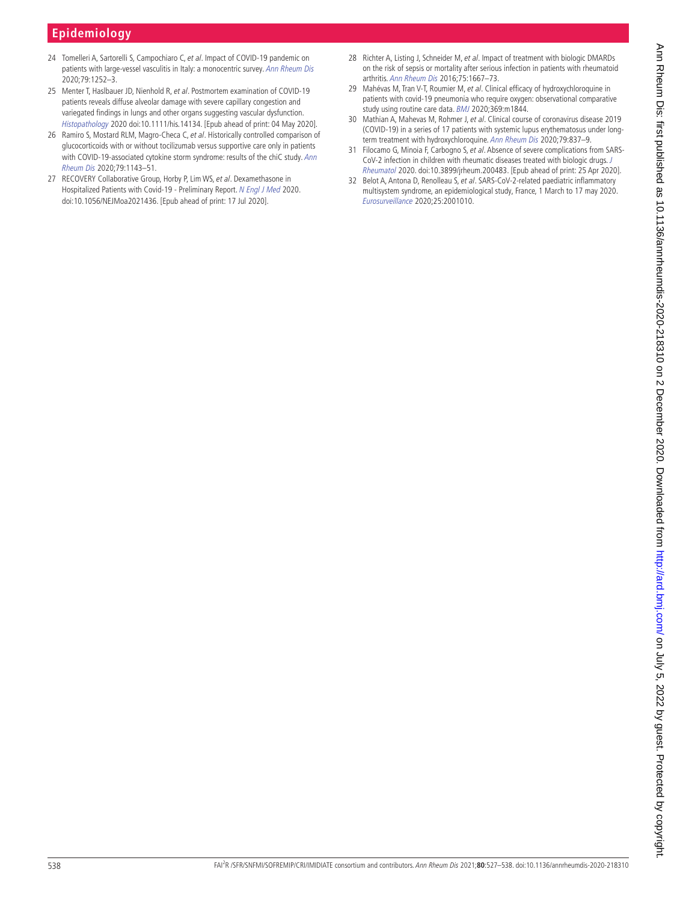24 Tomelleri A, Sartorelli S, Campochiaro C, *et al*. Impact of COVID-19 pandemic on patients with large-vessel vasculitis in Italy: a monocentric survey. *Ann Rheum Dis* 2020;79:1252–3.

25 Menter T, Haslbauer JD, Nienhold R, *et al*. Postmortem examination of COVID-19 patients reveals diffuse alveolar damage with severe capillary congestion and variegated findings in lungs and other organs suggesting vascular dysfunction. *Histopathology* 2020 doi:10.1111/his.14134. [Epub ahead of print: 04 May 2020].

26 Ramiro S, Mostard RLM, Magro-Checa C, *et al*. Historically controlled comparison of glucocorticoids with or without tocilizumab versus supportive care only in patients with COVID-19-associated cytokine storm syndrome: results of the chiC study. *Ann Rheum Dis* 2020;79:1143–51.

27 RECOVERY Collaborative Group, Horby P, Lim WS, *et al*. Dexamethasone in Hospitalized Patients with Covid-19 - Preliminary Report. *N Engl J Med* 2020. doi:10.1056/NEJMoa2021436. [Epub ahead of print: 17 Jul 2020].

28 Richter A, Listing J, Schneider M, *et al*. Impact of treatment with biologic DMARDs on the risk of sepsis or mortality after serious infection in patients with rheumatoid arthritis. *Ann Rheum Dis* 2016;75:1667–73.

29 Mahévas M, Tran V-T, Roumier M, *et al*. Clinical efficacy of hydroxychloroquine in patients with covid-19 pneumonia who require oxygen: observational comparative study using routine care data. *BMJ* 2020;369:m1844.

30 Mathian A, Mahevas M, Rohmer J, *et al*. Clinical course of coronavirus disease 2019 (COVID-19) in a series of 17 patients with systemic lupus erythematosus under long-term treatment with hydroxychloroquine. *Ann Rheum Dis* 2020;79:837–9.

31 Filocamo G, Minoia F, Carbogno S, *et al*. Absence of severe complications from SARS-CoV-2 infection in children with rheumatic diseases treated with biologic drugs. *J Rheumatol* 2020. doi:10.3899/jrheum.200483. [Epub ahead of print: 25 Apr 2020].

32 Belot A, Antona D, Renolleau S, *et al*. SARS-CoV-2-related paediatric inflammatory multisystem syndrome, an epidemiological study, France, 1 March to 17 may 2020. *Eurosurveillance* 2020;25:2001010.